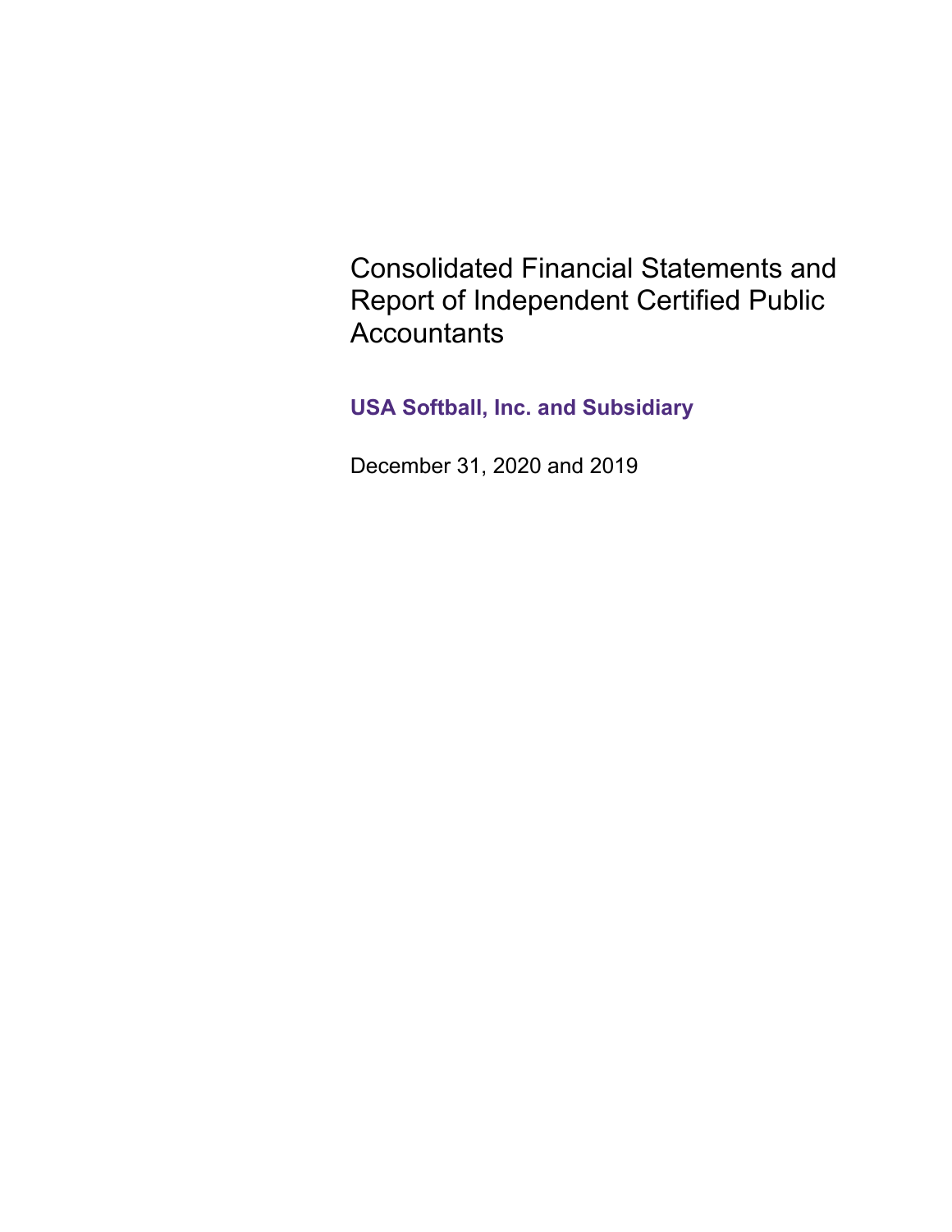# Consolidated Financial Statements and Report of Independent Certified Public Accountants

## USA Softball, Inc. and Subsidiary

December 31, 2020 and 2019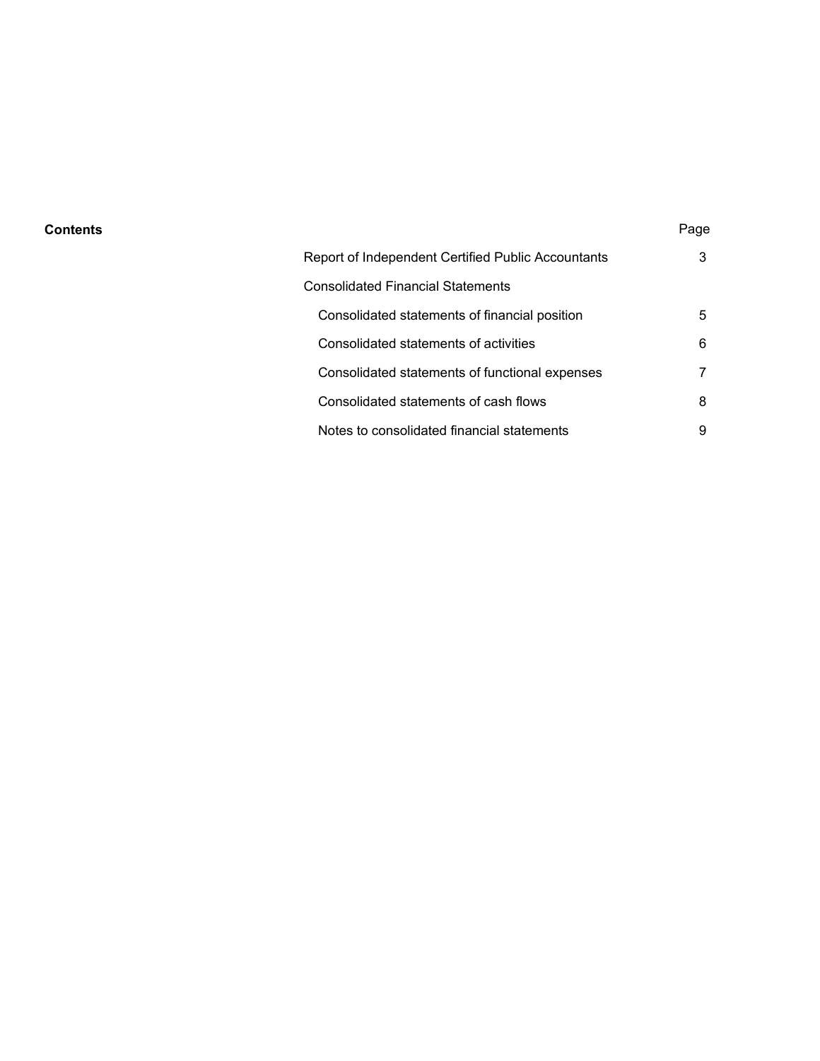**Contents**

| | Page |
|---|---|
| Report of Independent Certified Public Accountants | 3 |
| Consolidated Financial Statements | |
| Consolidated statements of financial position | 5 |
| Consolidated statements of activities | 6 |
| Consolidated statements of functional expenses | 7 |
| Consolidated statements of cash flows | 8 |
| Notes to consolidated financial statements | 9 |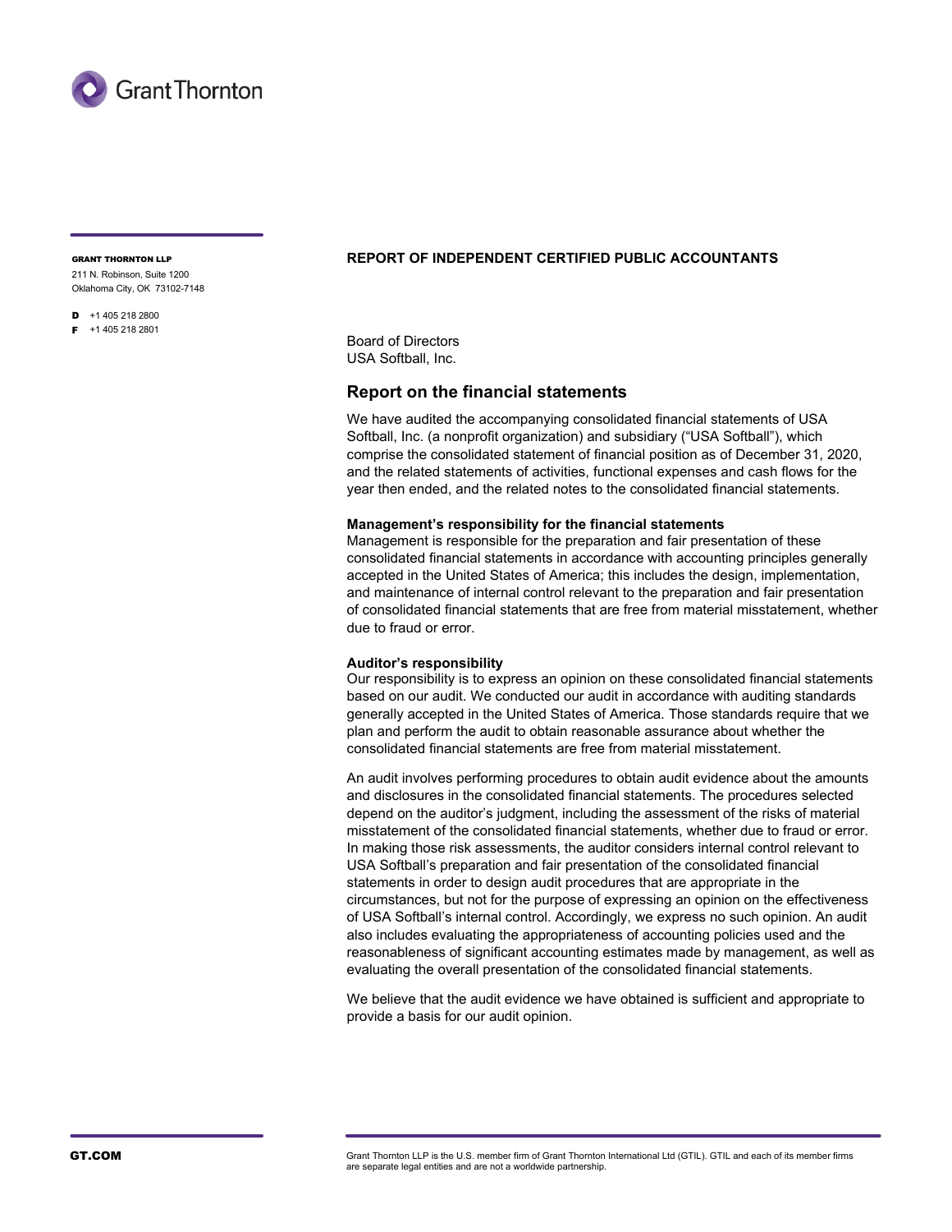GRANT THORNTON LLP
211 N. Robinson, Suite 1200
Oklahoma City, OK 73102-7148

D +1 405 218 2800
F +1 405 218 2801

## REPORT OF INDEPENDENT CERTIFIED PUBLIC ACCOUNTANTS

Board of Directors
USA Softball, Inc.

## Report on the financial statements

We have audited the accompanying consolidated financial statements of USA Softball, Inc. (a nonprofit organization) and subsidiary ("USA Softball"), which comprise the consolidated statement of financial position as of December 31, 2020, and the related statements of activities, functional expenses and cash flows for the year then ended, and the related notes to the consolidated financial statements.

**Management's responsibility for the financial statements**
Management is responsible for the preparation and fair presentation of these consolidated financial statements in accordance with accounting principles generally accepted in the United States of America; this includes the design, implementation, and maintenance of internal control relevant to the preparation and fair presentation of consolidated financial statements that are free from material misstatement, whether due to fraud or error.

**Auditor's responsibility**
Our responsibility is to express an opinion on these consolidated financial statements based on our audit. We conducted our audit in accordance with auditing standards generally accepted in the United States of America. Those standards require that we plan and perform the audit to obtain reasonable assurance about whether the consolidated financial statements are free from material misstatement.

An audit involves performing procedures to obtain audit evidence about the amounts and disclosures in the consolidated financial statements. The procedures selected depend on the auditor's judgment, including the assessment of the risks of material misstatement of the consolidated financial statements, whether due to fraud or error. In making those risk assessments, the auditor considers internal control relevant to USA Softball's preparation and fair presentation of the consolidated financial statements in order to design audit procedures that are appropriate in the circumstances, but not for the purpose of expressing an opinion on the effectiveness of USA Softball's internal control. Accordingly, we express no such opinion. An audit also includes evaluating the appropriateness of accounting policies used and the reasonableness of significant accounting estimates made by management, as well as evaluating the overall presentation of the consolidated financial statements.

We believe that the audit evidence we have obtained is sufficient and appropriate to provide a basis for our audit opinion.

GT.COM

Grant Thornton LLP is the U.S. member firm of Grant Thornton International Ltd (GTIL). GTIL and each of its member firms are separate legal entities and are not a worldwide partnership.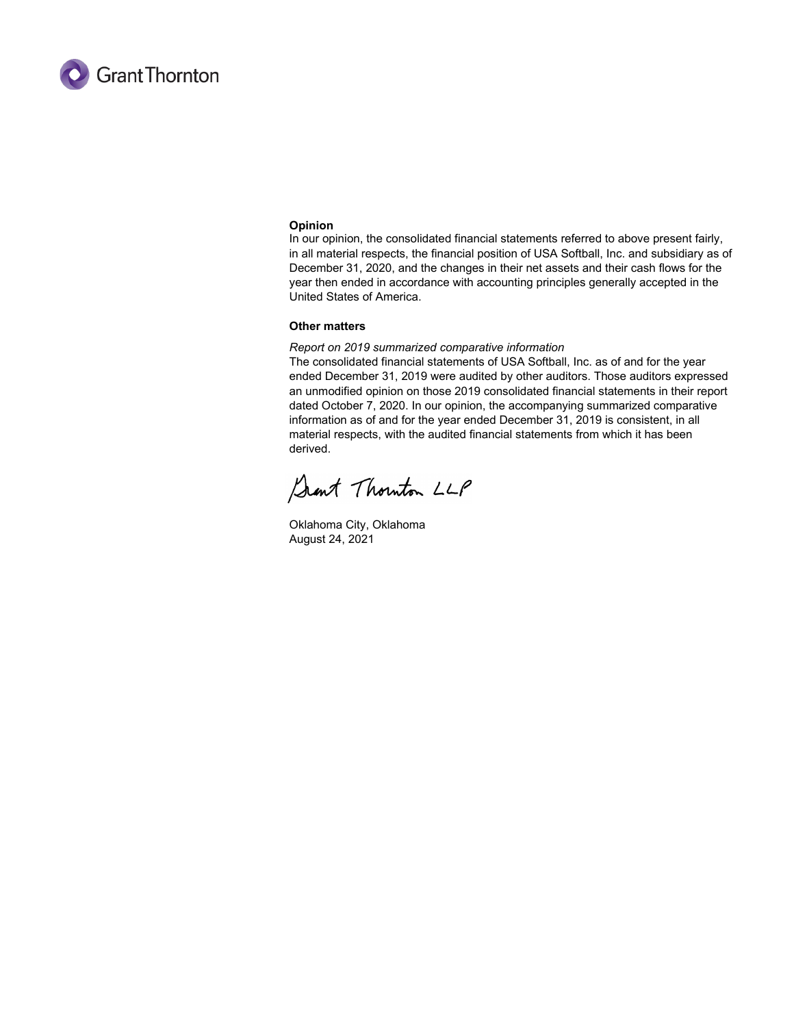**Opinion**

In our opinion, the consolidated financial statements referred to above present fairly, in all material respects, the financial position of USA Softball, Inc. and subsidiary as of December 31, 2020, and the changes in their net assets and their cash flows for the year then ended in accordance with accounting principles generally accepted in the United States of America.

**Other matters**

*Report on 2019 summarized comparative information*

The consolidated financial statements of USA Softball, Inc. as of and for the year ended December 31, 2019 were audited by other auditors. Those auditors expressed an unmodified opinion on those 2019 consolidated financial statements in their report dated October 7, 2020. In our opinion, the accompanying summarized comparative information as of and for the year ended December 31, 2019 is consistent, in all material respects, with the audited financial statements from which it has been derived.

Grant Thornton LLP

Oklahoma City, Oklahoma
August 24, 2021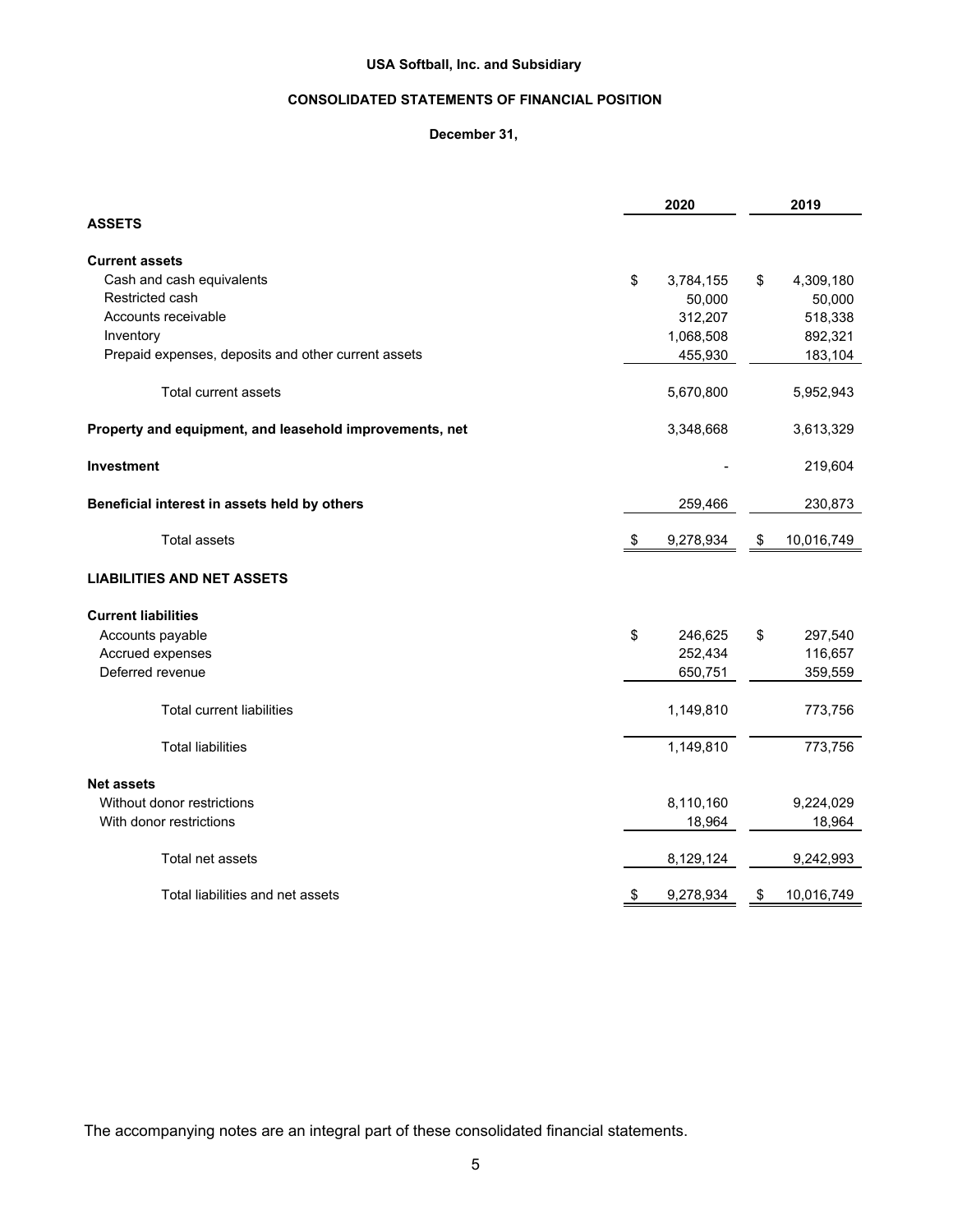**USA Softball, Inc. and Subsidiary**

**CONSOLIDATED STATEMENTS OF FINANCIAL POSITION**

**December 31,**

| | 2020 | 2019 |
|---|---|---|
| **ASSETS** | | |
| **Current assets** | | |
| Cash and cash equivalents | $ 3,784,155 | $ 4,309,180 |
| Restricted cash | 50,000 | 50,000 |
| Accounts receivable | 312,207 | 518,338 |
| Inventory | 1,068,508 | 892,321 |
| Prepaid expenses, deposits and other current assets | 455,930 | 183,104 |
| Total current assets | 5,670,800 | 5,952,943 |
| **Property and equipment, and leasehold improvements, net** | 3,348,668 | 3,613,329 |
| **Investment** | - | 219,604 |
| **Beneficial interest in assets held by others** | 259,466 | 230,873 |
| Total assets | $ 9,278,934 | $ 10,016,749 |
| **LIABILITIES AND NET ASSETS** | | |
| **Current liabilities** | | |
| Accounts payable | $ 246,625 | $ 297,540 |
| Accrued expenses | 252,434 | 116,657 |
| Deferred revenue | 650,751 | 359,559 |
| Total current liabilities | 1,149,810 | 773,756 |
| Total liabilities | 1,149,810 | 773,756 |
| **Net assets** | | |
| Without donor restrictions | 8,110,160 | 9,224,029 |
| With donor restrictions | 18,964 | 18,964 |
| Total net assets | 8,129,124 | 9,242,993 |
| Total liabilities and net assets | $ 9,278,934 | $ 10,016,749 |

The accompanying notes are an integral part of these consolidated financial statements.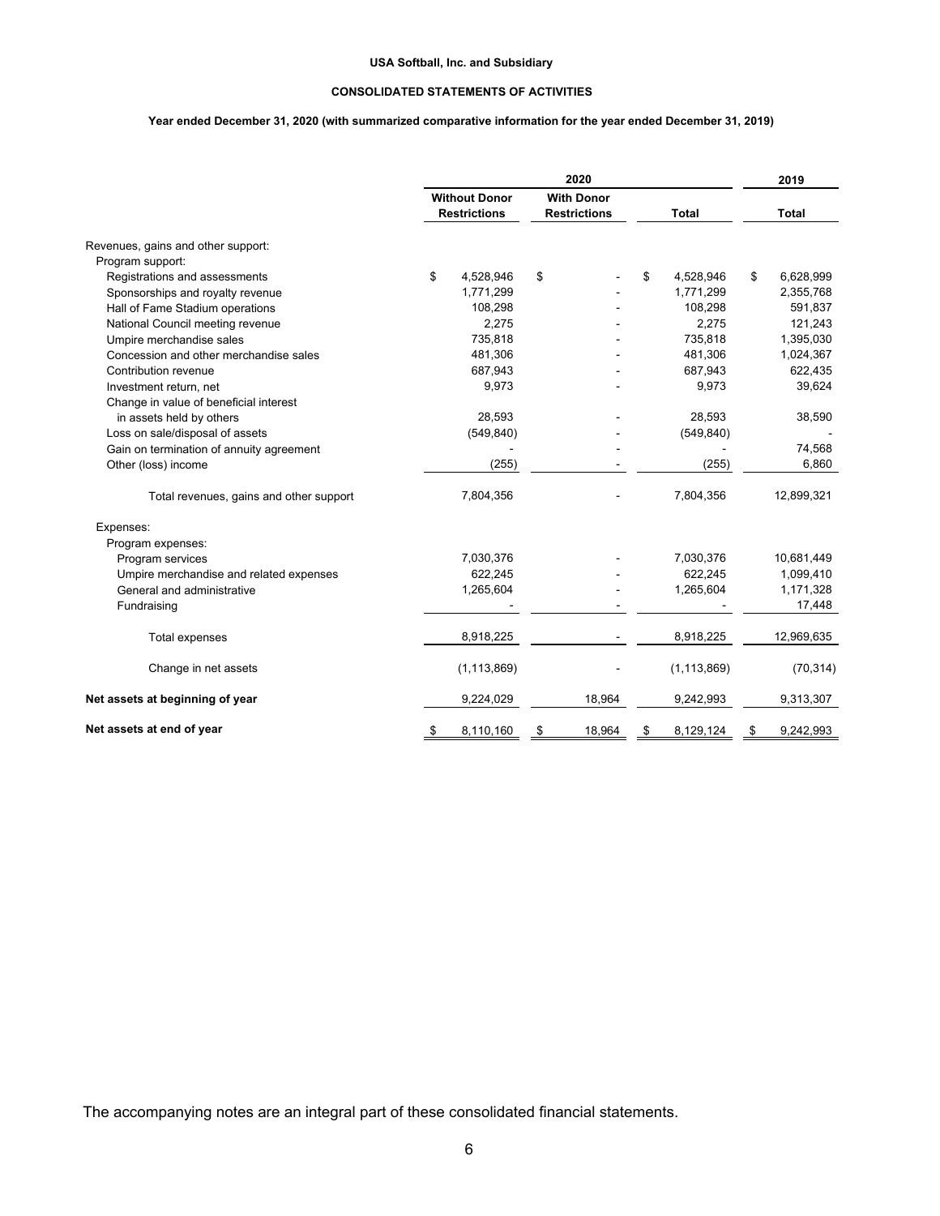**USA Softball, Inc. and Subsidiary**

**CONSOLIDATED STATEMENTS OF ACTIVITIES**

**Year ended December 31, 2020 (with summarized comparative information for the year ended December 31, 2019)**

| | 2020 | | | 2019 |
|---|---|---|---|---|
| | **Without Donor Restrictions** | **With Donor Restrictions** | **Total** | **Total** |
| Revenues, gains and other support: | | | | |
| Program support: | | | | |
| Registrations and assessments | $ 4,528,946 | $ - | $ 4,528,946 | $ 6,628,999 |
| Sponsorships and royalty revenue | 1,771,299 | - | 1,771,299 | 2,355,768 |
| Hall of Fame Stadium operations | 108,298 | - | 108,298 | 591,837 |
| National Council meeting revenue | 2,275 | - | 2,275 | 121,243 |
| Umpire merchandise sales | 735,818 | - | 735,818 | 1,395,030 |
| Concession and other merchandise sales | 481,306 | - | 481,306 | 1,024,367 |
| Contribution revenue | 687,943 | - | 687,943 | 622,435 |
| Investment return, net | 9,973 | - | 9,973 | 39,624 |
| Change in value of beneficial interest in assets held by others | 28,593 | - | 28,593 | 38,590 |
| Loss on sale/disposal of assets | (549,840) | - | (549,840) | - |
| Gain on termination of annuity agreement | - | - | - | 74,568 |
| Other (loss) income | (255) | - | (255) | 6,860 |
| Total revenues, gains and other support | 7,804,356 | - | 7,804,356 | 12,899,321 |
| Expenses: | | | | |
| Program expenses: | | | | |
| Program services | 7,030,376 | - | 7,030,376 | 10,681,449 |
| Umpire merchandise and related expenses | 622,245 | - | 622,245 | 1,099,410 |
| General and administrative | 1,265,604 | - | 1,265,604 | 1,171,328 |
| Fundraising | - | - | - | 17,448 |
| Total expenses | 8,918,225 | - | 8,918,225 | 12,969,635 |
| Change in net assets | (1,113,869) | - | (1,113,869) | (70,314) |
| **Net assets at beginning of year** | 9,224,029 | 18,964 | 9,242,993 | 9,313,307 |
| **Net assets at end of year** | $ 8,110,160 | $ 18,964 | $ 8,129,124 | $ 9,242,993 |

The accompanying notes are an integral part of these consolidated financial statements.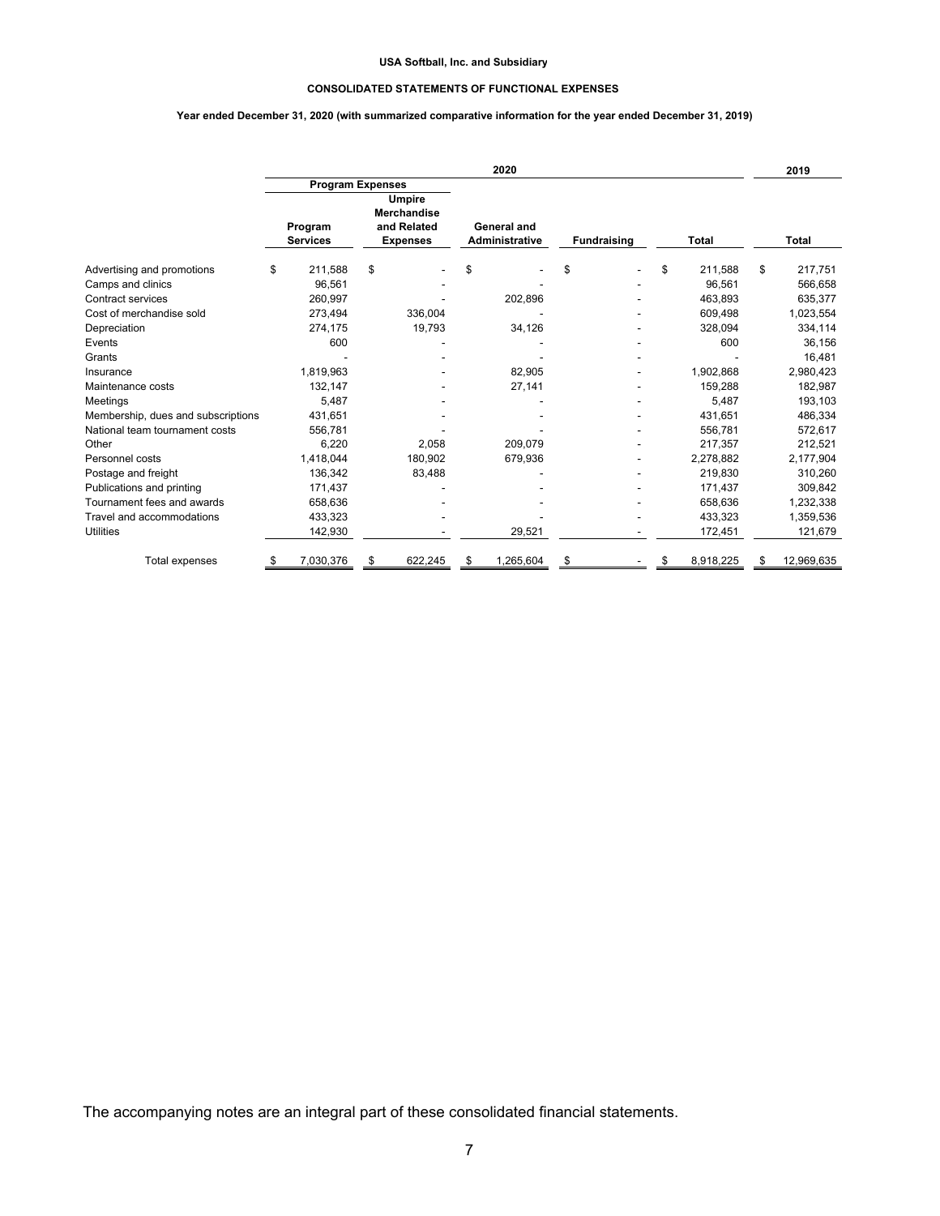**USA Softball, Inc. and Subsidiary**

**CONSOLIDATED STATEMENTS OF FUNCTIONAL EXPENSES**

**Year ended December 31, 2020 (with summarized comparative information for the year ended December 31, 2019)**

| | 2020 | | | | | 2019 |
|---|---|---|---|---|---|---|
| | Program Expenses | | | | | |
| | Program Services | Umpire Merchandise and Related Expenses | General and Administrative | Fundraising | Total | Total |
| Advertising and promotions | $ 211,588 | $ - | $ - | $ - | $ 211,588 | $ 217,751 |
| Camps and clinics | 96,561 | - | - | - | 96,561 | 566,658 |
| Contract services | 260,997 | - | 202,896 | - | 463,893 | 635,377 |
| Cost of merchandise sold | 273,494 | 336,004 | - | - | 609,498 | 1,023,554 |
| Depreciation | 274,175 | 19,793 | 34,126 | - | 328,094 | 334,114 |
| Events | 600 | - | - | - | 600 | 36,156 |
| Grants | - | - | - | - | - | 16,481 |
| Insurance | 1,819,963 | - | 82,905 | - | 1,902,868 | 2,980,423 |
| Maintenance costs | 132,147 | - | 27,141 | - | 159,288 | 182,987 |
| Meetings | 5,487 | - | - | - | 5,487 | 193,103 |
| Membership, dues and subscriptions | 431,651 | - | - | - | 431,651 | 486,334 |
| National team tournament costs | 556,781 | - | - | - | 556,781 | 572,617 |
| Other | 6,220 | 2,058 | 209,079 | - | 217,357 | 212,521 |
| Personnel costs | 1,418,044 | 180,902 | 679,936 | - | 2,278,882 | 2,177,904 |
| Postage and freight | 136,342 | 83,488 | - | - | 219,830 | 310,260 |
| Publications and printing | 171,437 | - | - | - | 171,437 | 309,842 |
| Tournament fees and awards | 658,636 | - | - | - | 658,636 | 1,232,338 |
| Travel and accommodations | 433,323 | - | - | - | 433,323 | 1,359,536 |
| Utilities | 142,930 | - | 29,521 | - | 172,451 | 121,679 |
| Total expenses | $ 7,030,376 | $ 622,245 | $ 1,265,604 | $ - | $ 8,918,225 | $ 12,969,635 |

The accompanying notes are an integral part of these consolidated financial statements.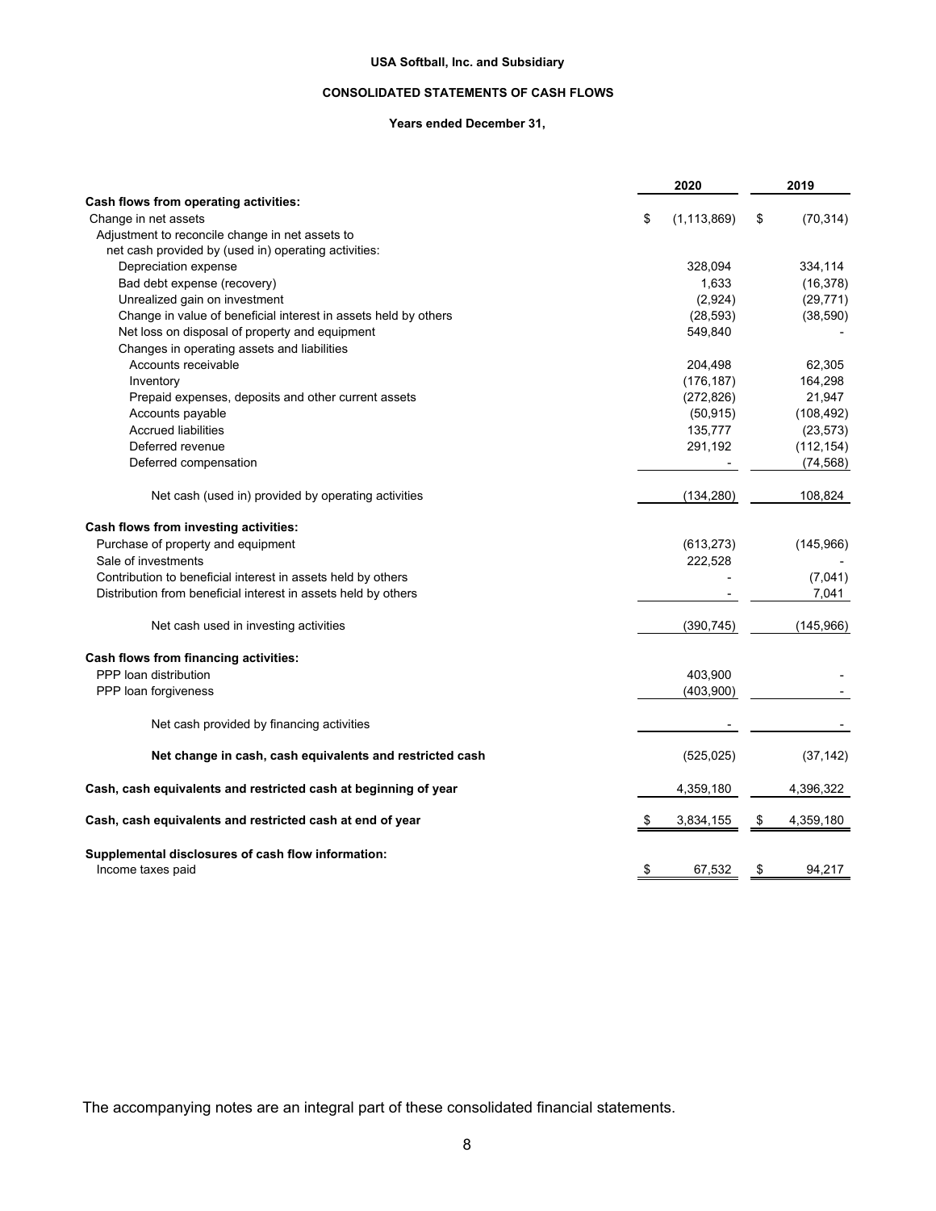**USA Softball, Inc. and Subsidiary**

**CONSOLIDATED STATEMENTS OF CASH FLOWS**

**Years ended December 31,**

| | 2020 | 2019 |
|---|---|---|
| **Cash flows from operating activities:** | | |
| Change in net assets | $ (1,113,869) | $ (70,314) |
| Adjustment to reconcile change in net assets to net cash provided by (used in) operating activities: | | |
| Depreciation expense | 328,094 | 334,114 |
| Bad debt expense (recovery) | 1,633 | (16,378) |
| Unrealized gain on investment | (2,924) | (29,771) |
| Change in value of beneficial interest in assets held by others | (28,593) | (38,590) |
| Net loss on disposal of property and equipment | 549,840 | - |
| Changes in operating assets and liabilities | | |
| Accounts receivable | 204,498 | 62,305 |
| Inventory | (176,187) | 164,298 |
| Prepaid expenses, deposits and other current assets | (272,826) | 21,947 |
| Accounts payable | (50,915) | (108,492) |
| Accrued liabilities | 135,777 | (23,573) |
| Deferred revenue | 291,192 | (112,154) |
| Deferred compensation | - | (74,568) |
| Net cash (used in) provided by operating activities | (134,280) | 108,824 |
| **Cash flows from investing activities:** | | |
| Purchase of property and equipment | (613,273) | (145,966) |
| Sale of investments | 222,528 | - |
| Contribution to beneficial interest in assets held by others | - | (7,041) |
| Distribution from beneficial interest in assets held by others | - | 7,041 |
| Net cash used in investing activities | (390,745) | (145,966) |
| **Cash flows from financing activities:** | | |
| PPP loan distribution | 403,900 | - |
| PPP loan forgiveness | (403,900) | - |
| Net cash provided by financing activities | - | - |
| **Net change in cash, cash equivalents and restricted cash** | (525,025) | (37,142) |
| **Cash, cash equivalents and restricted cash at beginning of year** | 4,359,180 | 4,396,322 |
| **Cash, cash equivalents and restricted cash at end of year** | $ 3,834,155 | $ 4,359,180 |
| **Supplemental disclosures of cash flow information:** | | |
| Income taxes paid | $ 67,532 | $ 94,217 |

The accompanying notes are an integral part of these consolidated financial statements.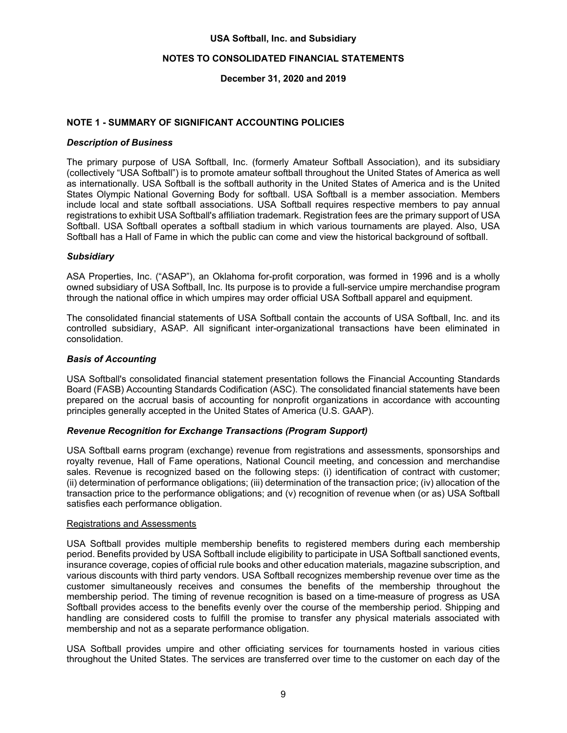## NOTE 1 - SUMMARY OF SIGNIFICANT ACCOUNTING POLICIES

### *Description of Business*

The primary purpose of USA Softball, Inc. (formerly Amateur Softball Association), and its subsidiary (collectively "USA Softball") is to promote amateur softball throughout the United States of America as well as internationally. USA Softball is the softball authority in the United States of America and is the United States Olympic National Governing Body for softball. USA Softball is a member association. Members include local and state softball associations. USA Softball requires respective members to pay annual registrations to exhibit USA Softball's affiliation trademark. Registration fees are the primary support of USA Softball. USA Softball operates a softball stadium in which various tournaments are played. Also, USA Softball has a Hall of Fame in which the public can come and view the historical background of softball.

### *Subsidiary*

ASA Properties, Inc. ("ASAP"), an Oklahoma for-profit corporation, was formed in 1996 and is a wholly owned subsidiary of USA Softball, Inc. Its purpose is to provide a full-service umpire merchandise program through the national office in which umpires may order official USA Softball apparel and equipment.

The consolidated financial statements of USA Softball contain the accounts of USA Softball, Inc. and its controlled subsidiary, ASAP. All significant inter-organizational transactions have been eliminated in consolidation.

### *Basis of Accounting*

USA Softball's consolidated financial statement presentation follows the Financial Accounting Standards Board (FASB) Accounting Standards Codification (ASC). The consolidated financial statements have been prepared on the accrual basis of accounting for nonprofit organizations in accordance with accounting principles generally accepted in the United States of America (U.S. GAAP).

### *Revenue Recognition for Exchange Transactions (Program Support)*

USA Softball earns program (exchange) revenue from registrations and assessments, sponsorships and royalty revenue, Hall of Fame operations, National Council meeting, and concession and merchandise sales. Revenue is recognized based on the following steps: (i) identification of contract with customer; (ii) determination of performance obligations; (iii) determination of the transaction price; (iv) allocation of the transaction price to the performance obligations; and (v) recognition of revenue when (or as) USA Softball satisfies each performance obligation.

Registrations and Assessments

USA Softball provides multiple membership benefits to registered members during each membership period. Benefits provided by USA Softball include eligibility to participate in USA Softball sanctioned events, insurance coverage, copies of official rule books and other education materials, magazine subscription, and various discounts with third party vendors. USA Softball recognizes membership revenue over time as the customer simultaneously receives and consumes the benefits of the membership throughout the membership period. The timing of revenue recognition is based on a time-measure of progress as USA Softball provides access to the benefits evenly over the course of the membership period. Shipping and handling are considered costs to fulfill the promise to transfer any physical materials associated with membership and not as a separate performance obligation.

USA Softball provides umpire and other officiating services for tournaments hosted in various cities throughout the United States. The services are transferred over time to the customer on each day of the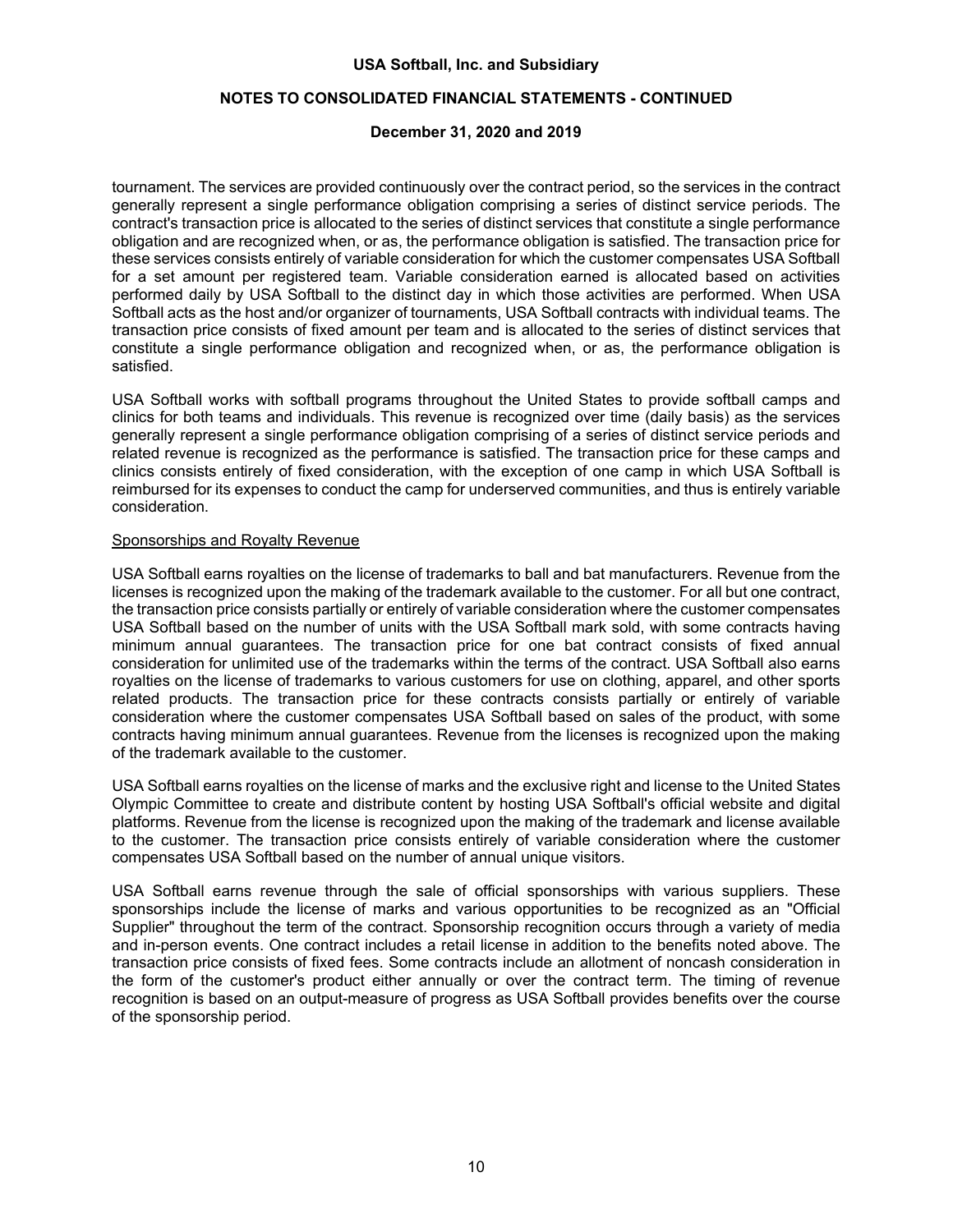tournament. The services are provided continuously over the contract period, so the services in the contract generally represent a single performance obligation comprising a series of distinct service periods. The contract's transaction price is allocated to the series of distinct services that constitute a single performance obligation and are recognized when, or as, the performance obligation is satisfied. The transaction price for these services consists entirely of variable consideration for which the customer compensates USA Softball for a set amount per registered team. Variable consideration earned is allocated based on activities performed daily by USA Softball to the distinct day in which those activities are performed. When USA Softball acts as the host and/or organizer of tournaments, USA Softball contracts with individual teams. The transaction price consists of fixed amount per team and is allocated to the series of distinct services that constitute a single performance obligation and recognized when, or as, the performance obligation is satisfied.

USA Softball works with softball programs throughout the United States to provide softball camps and clinics for both teams and individuals. This revenue is recognized over time (daily basis) as the services generally represent a single performance obligation comprising of a series of distinct service periods and related revenue is recognized as the performance is satisfied. The transaction price for these camps and clinics consists entirely of fixed consideration, with the exception of one camp in which USA Softball is reimbursed for its expenses to conduct the camp for underserved communities, and thus is entirely variable consideration.

<u>Sponsorships and Royalty Revenue</u>

USA Softball earns royalties on the license of trademarks to ball and bat manufacturers. Revenue from the licenses is recognized upon the making of the trademark available to the customer. For all but one contract, the transaction price consists partially or entirely of variable consideration where the customer compensates USA Softball based on the number of units with the USA Softball mark sold, with some contracts having minimum annual guarantees. The transaction price for one bat contract consists of fixed annual consideration for unlimited use of the trademarks within the terms of the contract. USA Softball also earns royalties on the license of trademarks to various customers for use on clothing, apparel, and other sports related products. The transaction price for these contracts consists partially or entirely of variable consideration where the customer compensates USA Softball based on sales of the product, with some contracts having minimum annual guarantees. Revenue from the licenses is recognized upon the making of the trademark available to the customer.

USA Softball earns royalties on the license of marks and the exclusive right and license to the United States Olympic Committee to create and distribute content by hosting USA Softball's official website and digital platforms. Revenue from the license is recognized upon the making of the trademark and license available to the customer. The transaction price consists entirely of variable consideration where the customer compensates USA Softball based on the number of annual unique visitors.

USA Softball earns revenue through the sale of official sponsorships with various suppliers. These sponsorships include the license of marks and various opportunities to be recognized as an "Official Supplier" throughout the term of the contract. Sponsorship recognition occurs through a variety of media and in-person events. One contract includes a retail license in addition to the benefits noted above. The transaction price consists of fixed fees. Some contracts include an allotment of noncash consideration in the form of the customer's product either annually or over the contract term. The timing of revenue recognition is based on an output-measure of progress as USA Softball provides benefits over the course of the sponsorship period.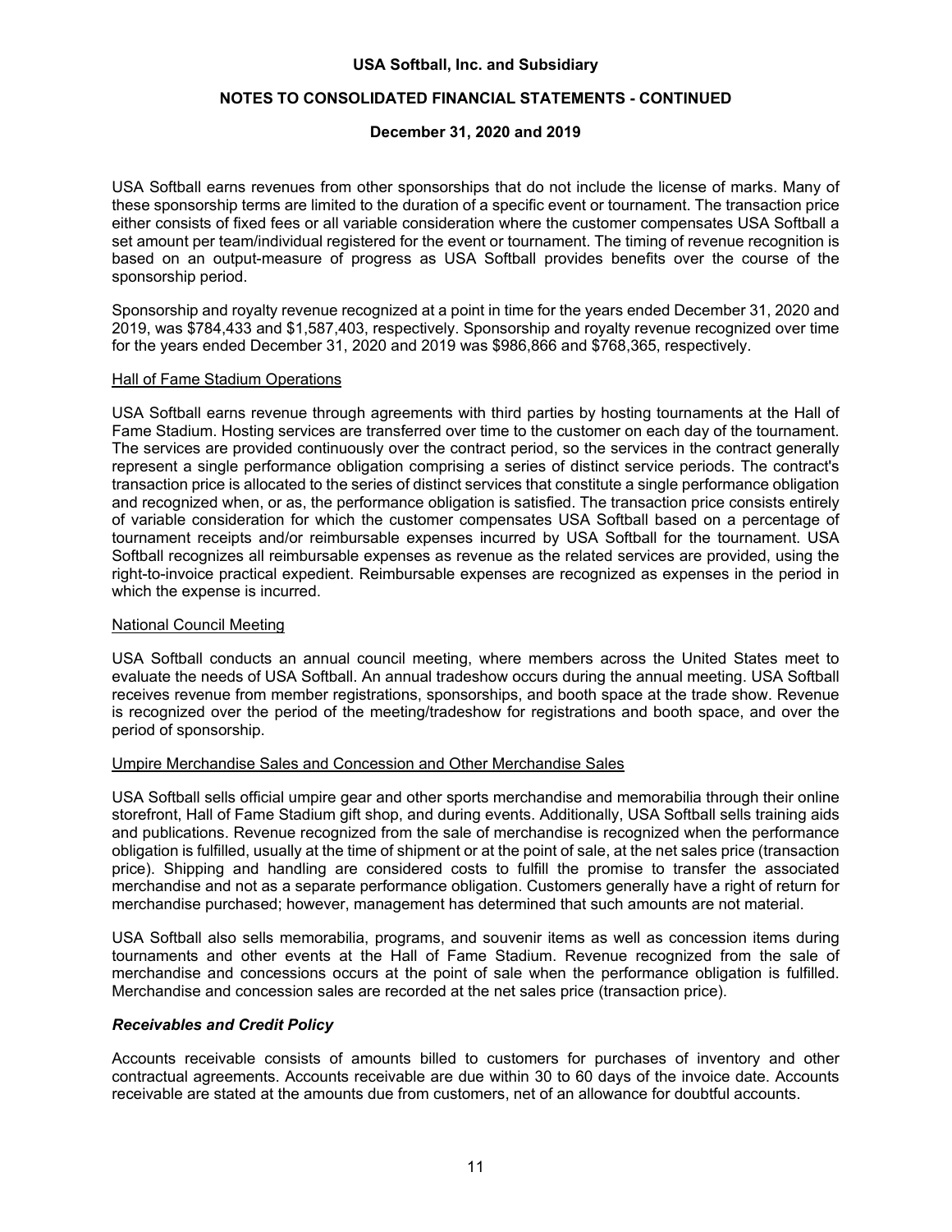USA Softball earns revenues from other sponsorships that do not include the license of marks. Many of these sponsorship terms are limited to the duration of a specific event or tournament. The transaction price either consists of fixed fees or all variable consideration where the customer compensates USA Softball a set amount per team/individual registered for the event or tournament. The timing of revenue recognition is based on an output-measure of progress as USA Softball provides benefits over the course of the sponsorship period.

Sponsorship and royalty revenue recognized at a point in time for the years ended December 31, 2020 and 2019, was $784,433 and $1,587,403, respectively. Sponsorship and royalty revenue recognized over time for the years ended December 31, 2020 and 2019 was $986,866 and $768,365, respectively.

Hall of Fame Stadium Operations

USA Softball earns revenue through agreements with third parties by hosting tournaments at the Hall of Fame Stadium. Hosting services are transferred over time to the customer on each day of the tournament. The services are provided continuously over the contract period, so the services in the contract generally represent a single performance obligation comprising a series of distinct service periods. The contract's transaction price is allocated to the series of distinct services that constitute a single performance obligation and recognized when, or as, the performance obligation is satisfied. The transaction price consists entirely of variable consideration for which the customer compensates USA Softball based on a percentage of tournament receipts and/or reimbursable expenses incurred by USA Softball for the tournament. USA Softball recognizes all reimbursable expenses as revenue as the related services are provided, using the right-to-invoice practical expedient. Reimbursable expenses are recognized as expenses in the period in which the expense is incurred.

National Council Meeting

USA Softball conducts an annual council meeting, where members across the United States meet to evaluate the needs of USA Softball. An annual tradeshow occurs during the annual meeting. USA Softball receives revenue from member registrations, sponsorships, and booth space at the trade show. Revenue is recognized over the period of the meeting/tradeshow for registrations and booth space, and over the period of sponsorship.

Umpire Merchandise Sales and Concession and Other Merchandise Sales

USA Softball sells official umpire gear and other sports merchandise and memorabilia through their online storefront, Hall of Fame Stadium gift shop, and during events. Additionally, USA Softball sells training aids and publications. Revenue recognized from the sale of merchandise is recognized when the performance obligation is fulfilled, usually at the time of shipment or at the point of sale, at the net sales price (transaction price). Shipping and handling are considered costs to fulfill the promise to transfer the associated merchandise and not as a separate performance obligation. Customers generally have a right of return for merchandise purchased; however, management has determined that such amounts are not material.

USA Softball also sells memorabilia, programs, and souvenir items as well as concession items during tournaments and other events at the Hall of Fame Stadium. Revenue recognized from the sale of merchandise and concessions occurs at the point of sale when the performance obligation is fulfilled. Merchandise and concession sales are recorded at the net sales price (transaction price).

***Receivables and Credit Policy***

Accounts receivable consists of amounts billed to customers for purchases of inventory and other contractual agreements. Accounts receivable are due within 30 to 60 days of the invoice date. Accounts receivable are stated at the amounts due from customers, net of an allowance for doubtful accounts.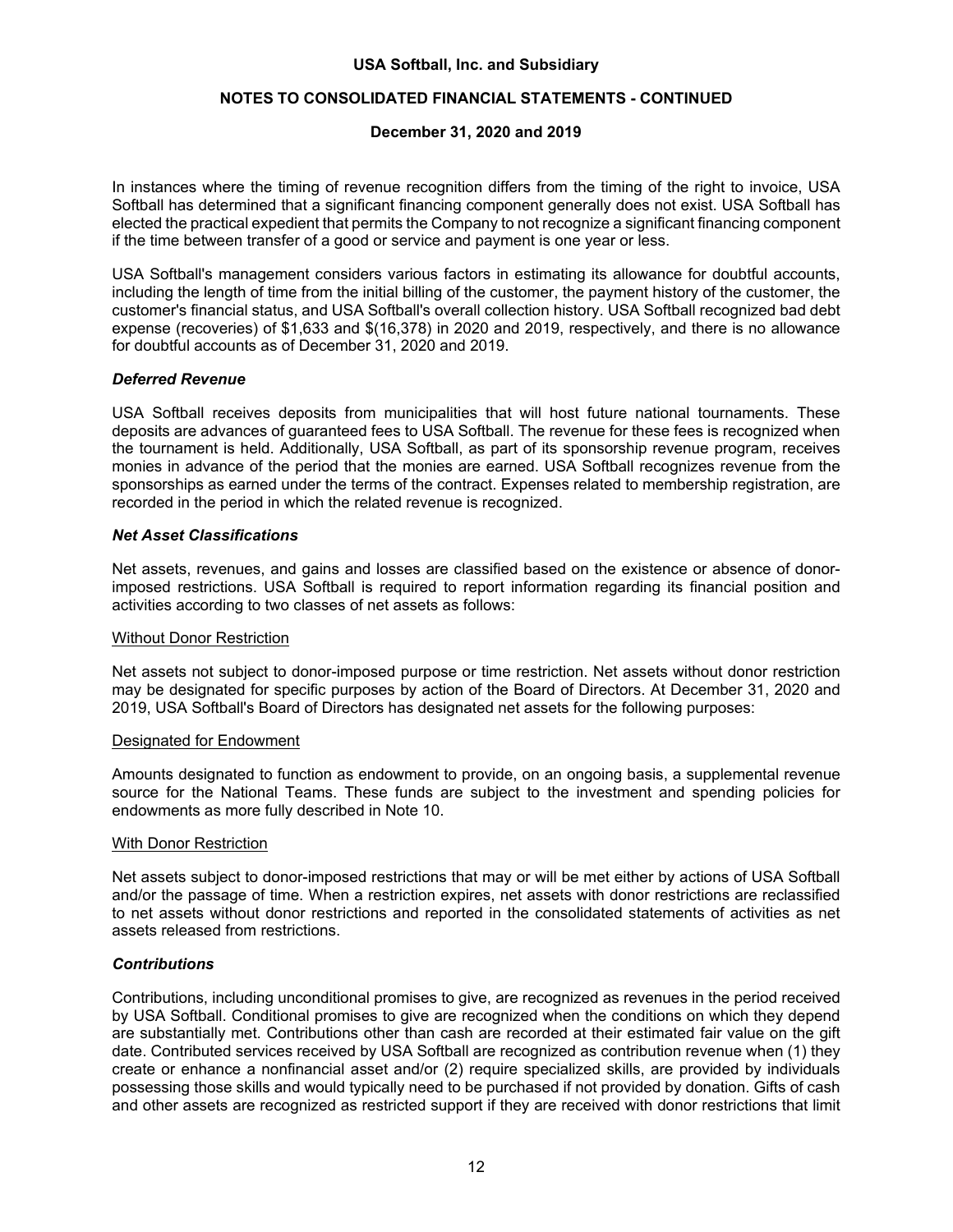In instances where the timing of revenue recognition differs from the timing of the right to invoice, USA Softball has determined that a significant financing component generally does not exist. USA Softball has elected the practical expedient that permits the Company to not recognize a significant financing component if the time between transfer of a good or service and payment is one year or less.

USA Softball's management considers various factors in estimating its allowance for doubtful accounts, including the length of time from the initial billing of the customer, the payment history of the customer, the customer's financial status, and USA Softball's overall collection history. USA Softball recognized bad debt expense (recoveries) of $1,633 and $(16,378) in 2020 and 2019, respectively, and there is no allowance for doubtful accounts as of December 31, 2020 and 2019.

### *Deferred Revenue*

USA Softball receives deposits from municipalities that will host future national tournaments. These deposits are advances of guaranteed fees to USA Softball. The revenue for these fees is recognized when the tournament is held. Additionally, USA Softball, as part of its sponsorship revenue program, receives monies in advance of the period that the monies are earned. USA Softball recognizes revenue from the sponsorships as earned under the terms of the contract. Expenses related to membership registration, are recorded in the period in which the related revenue is recognized.

### *Net Asset Classifications*

Net assets, revenues, and gains and losses are classified based on the existence or absence of donor-imposed restrictions. USA Softball is required to report information regarding its financial position and activities according to two classes of net assets as follows:

Without Donor Restriction

Net assets not subject to donor-imposed purpose or time restriction. Net assets without donor restriction may be designated for specific purposes by action of the Board of Directors. At December 31, 2020 and 2019, USA Softball's Board of Directors has designated net assets for the following purposes:

Designated for Endowment

Amounts designated to function as endowment to provide, on an ongoing basis, a supplemental revenue source for the National Teams. These funds are subject to the investment and spending policies for endowments as more fully described in Note 10.

With Donor Restriction

Net assets subject to donor-imposed restrictions that may or will be met either by actions of USA Softball and/or the passage of time. When a restriction expires, net assets with donor restrictions are reclassified to net assets without donor restrictions and reported in the consolidated statements of activities as net assets released from restrictions.

### *Contributions*

Contributions, including unconditional promises to give, are recognized as revenues in the period received by USA Softball. Conditional promises to give are recognized when the conditions on which they depend are substantially met. Contributions other than cash are recorded at their estimated fair value on the gift date. Contributed services received by USA Softball are recognized as contribution revenue when (1) they create or enhance a nonfinancial asset and/or (2) require specialized skills, are provided by individuals possessing those skills and would typically need to be purchased if not provided by donation. Gifts of cash and other assets are recognized as restricted support if they are received with donor restrictions that limit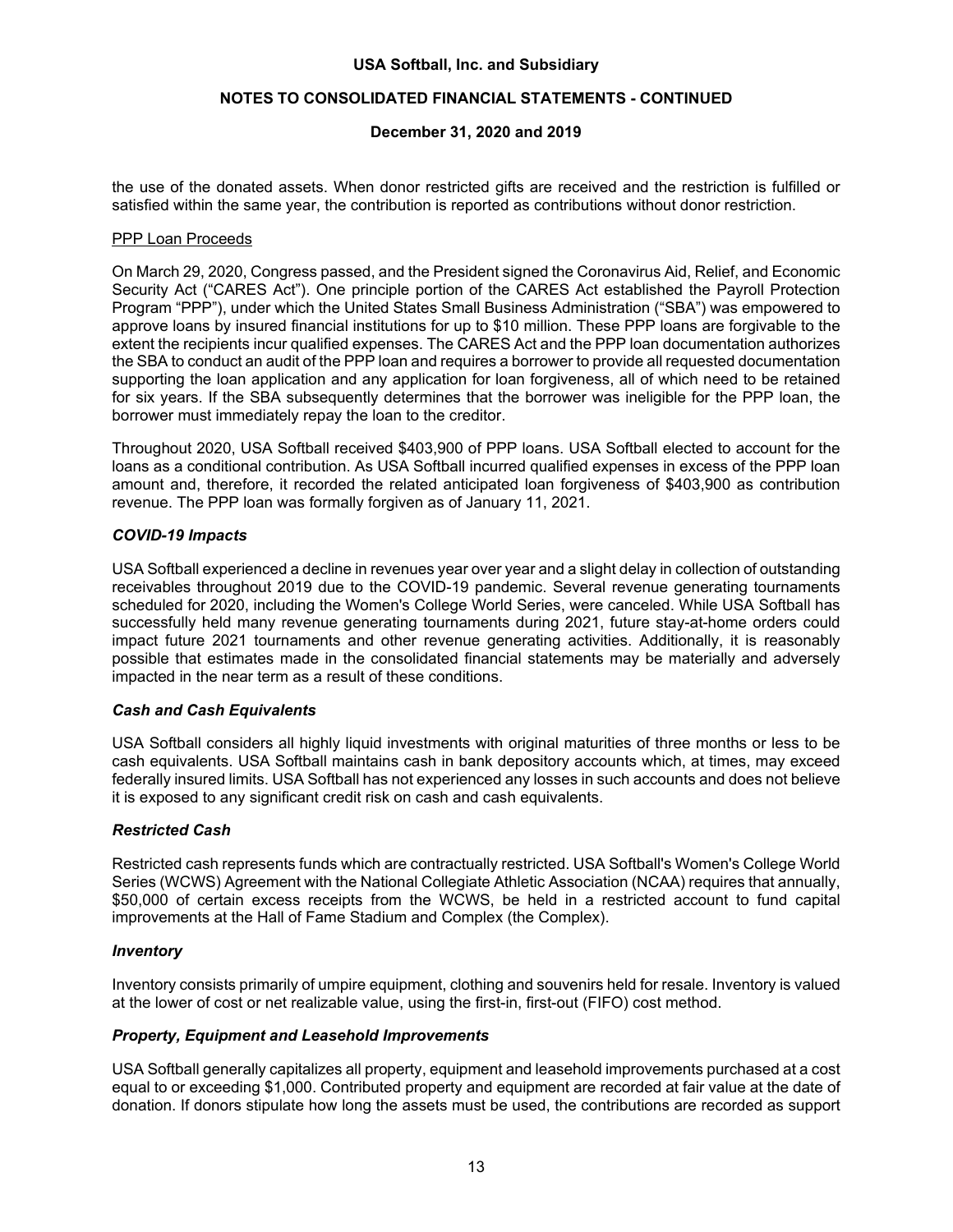the use of the donated assets. When donor restricted gifts are received and the restriction is fulfilled or satisfied within the same year, the contribution is reported as contributions without donor restriction.

PPP Loan Proceeds

On March 29, 2020, Congress passed, and the President signed the Coronavirus Aid, Relief, and Economic Security Act ("CARES Act"). One principle portion of the CARES Act established the Payroll Protection Program "PPP"), under which the United States Small Business Administration ("SBA") was empowered to approve loans by insured financial institutions for up to $10 million. These PPP loans are forgivable to the extent the recipients incur qualified expenses. The CARES Act and the PPP loan documentation authorizes the SBA to conduct an audit of the PPP loan and requires a borrower to provide all requested documentation supporting the loan application and any application for loan forgiveness, all of which need to be retained for six years. If the SBA subsequently determines that the borrower was ineligible for the PPP loan, the borrower must immediately repay the loan to the creditor.

Throughout 2020, USA Softball received $403,900 of PPP loans. USA Softball elected to account for the loans as a conditional contribution. As USA Softball incurred qualified expenses in excess of the PPP loan amount and, therefore, it recorded the related anticipated loan forgiveness of $403,900 as contribution revenue. The PPP loan was formally forgiven as of January 11, 2021.

### *COVID-19 Impacts*

USA Softball experienced a decline in revenues year over year and a slight delay in collection of outstanding receivables throughout 2019 due to the COVID-19 pandemic. Several revenue generating tournaments scheduled for 2020, including the Women's College World Series, were canceled. While USA Softball has successfully held many revenue generating tournaments during 2021, future stay-at-home orders could impact future 2021 tournaments and other revenue generating activities. Additionally, it is reasonably possible that estimates made in the consolidated financial statements may be materially and adversely impacted in the near term as a result of these conditions.

### *Cash and Cash Equivalents*

USA Softball considers all highly liquid investments with original maturities of three months or less to be cash equivalents. USA Softball maintains cash in bank depository accounts which, at times, may exceed federally insured limits. USA Softball has not experienced any losses in such accounts and does not believe it is exposed to any significant credit risk on cash and cash equivalents.

### *Restricted Cash*

Restricted cash represents funds which are contractually restricted. USA Softball's Women's College World Series (WCWS) Agreement with the National Collegiate Athletic Association (NCAA) requires that annually, $50,000 of certain excess receipts from the WCWS, be held in a restricted account to fund capital improvements at the Hall of Fame Stadium and Complex (the Complex).

### *Inventory*

Inventory consists primarily of umpire equipment, clothing and souvenirs held for resale. Inventory is valued at the lower of cost or net realizable value, using the first-in, first-out (FIFO) cost method.

### *Property, Equipment and Leasehold Improvements*

USA Softball generally capitalizes all property, equipment and leasehold improvements purchased at a cost equal to or exceeding $1,000. Contributed property and equipment are recorded at fair value at the date of donation. If donors stipulate how long the assets must be used, the contributions are recorded as support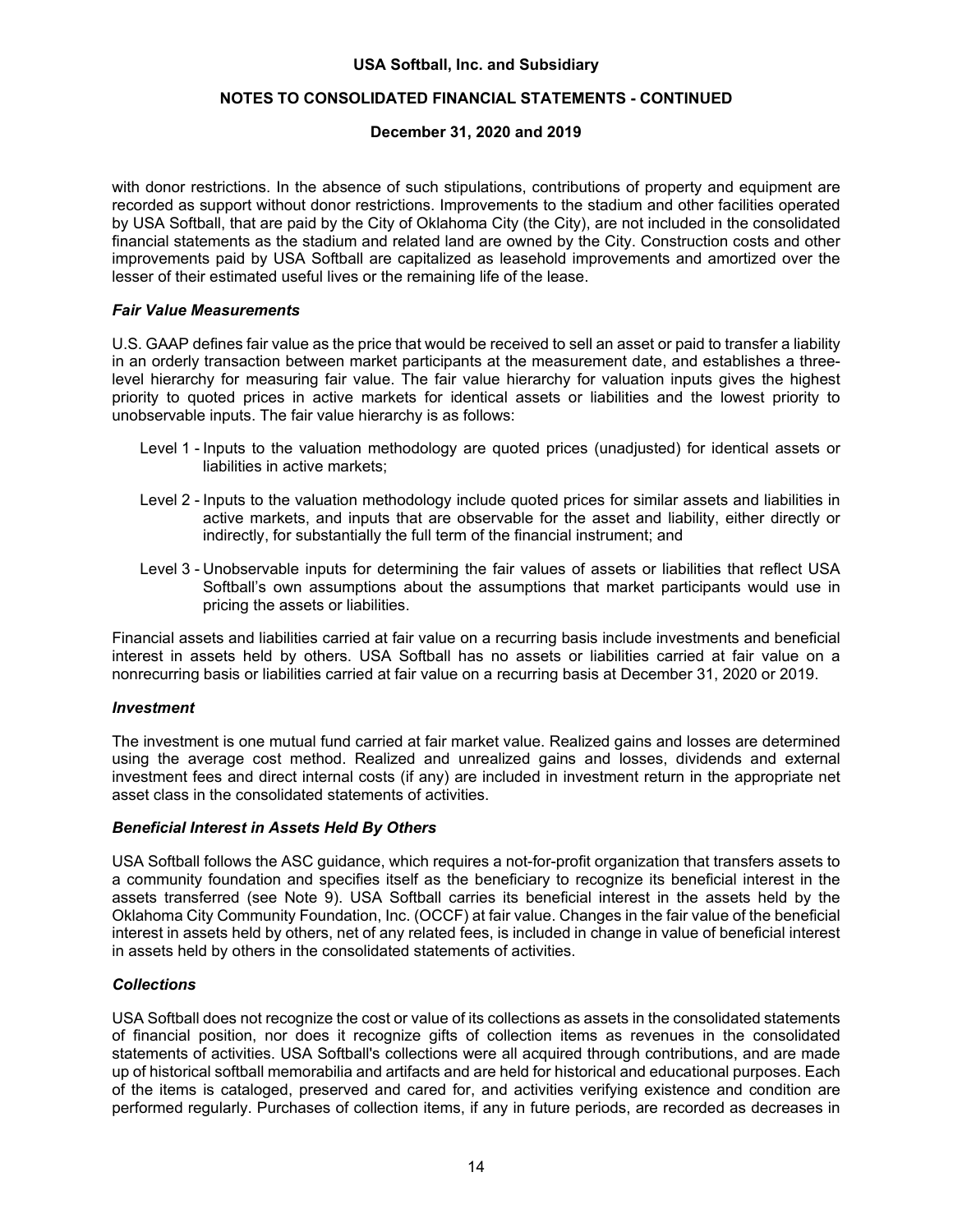with donor restrictions. In the absence of such stipulations, contributions of property and equipment are recorded as support without donor restrictions. Improvements to the stadium and other facilities operated by USA Softball, that are paid by the City of Oklahoma City (the City), are not included in the consolidated financial statements as the stadium and related land are owned by the City. Construction costs and other improvements paid by USA Softball are capitalized as leasehold improvements and amortized over the lesser of their estimated useful lives or the remaining life of the lease.

### *Fair Value Measurements*

U.S. GAAP defines fair value as the price that would be received to sell an asset or paid to transfer a liability in an orderly transaction between market participants at the measurement date, and establishes a three-level hierarchy for measuring fair value. The fair value hierarchy for valuation inputs gives the highest priority to quoted prices in active markets for identical assets or liabilities and the lowest priority to unobservable inputs. The fair value hierarchy is as follows:

- Level 1 - Inputs to the valuation methodology are quoted prices (unadjusted) for identical assets or liabilities in active markets;
- Level 2 - Inputs to the valuation methodology include quoted prices for similar assets and liabilities in active markets, and inputs that are observable for the asset and liability, either directly or indirectly, for substantially the full term of the financial instrument; and
- Level 3 - Unobservable inputs for determining the fair values of assets or liabilities that reflect USA Softball's own assumptions about the assumptions that market participants would use in pricing the assets or liabilities.

Financial assets and liabilities carried at fair value on a recurring basis include investments and beneficial interest in assets held by others. USA Softball has no assets or liabilities carried at fair value on a nonrecurring basis or liabilities carried at fair value on a recurring basis at December 31, 2020 or 2019.

### *Investment*

The investment is one mutual fund carried at fair market value. Realized gains and losses are determined using the average cost method. Realized and unrealized gains and losses, dividends and external investment fees and direct internal costs (if any) are included in investment return in the appropriate net asset class in the consolidated statements of activities.

### *Beneficial Interest in Assets Held By Others*

USA Softball follows the ASC guidance, which requires a not-for-profit organization that transfers assets to a community foundation and specifies itself as the beneficiary to recognize its beneficial interest in the assets transferred (see Note 9). USA Softball carries its beneficial interest in the assets held by the Oklahoma City Community Foundation, Inc. (OCCF) at fair value. Changes in the fair value of the beneficial interest in assets held by others, net of any related fees, is included in change in value of beneficial interest in assets held by others in the consolidated statements of activities.

### *Collections*

USA Softball does not recognize the cost or value of its collections as assets in the consolidated statements of financial position, nor does it recognize gifts of collection items as revenues in the consolidated statements of activities. USA Softball's collections were all acquired through contributions, and are made up of historical softball memorabilia and artifacts and are held for historical and educational purposes. Each of the items is cataloged, preserved and cared for, and activities verifying existence and condition are performed regularly. Purchases of collection items, if any in future periods, are recorded as decreases in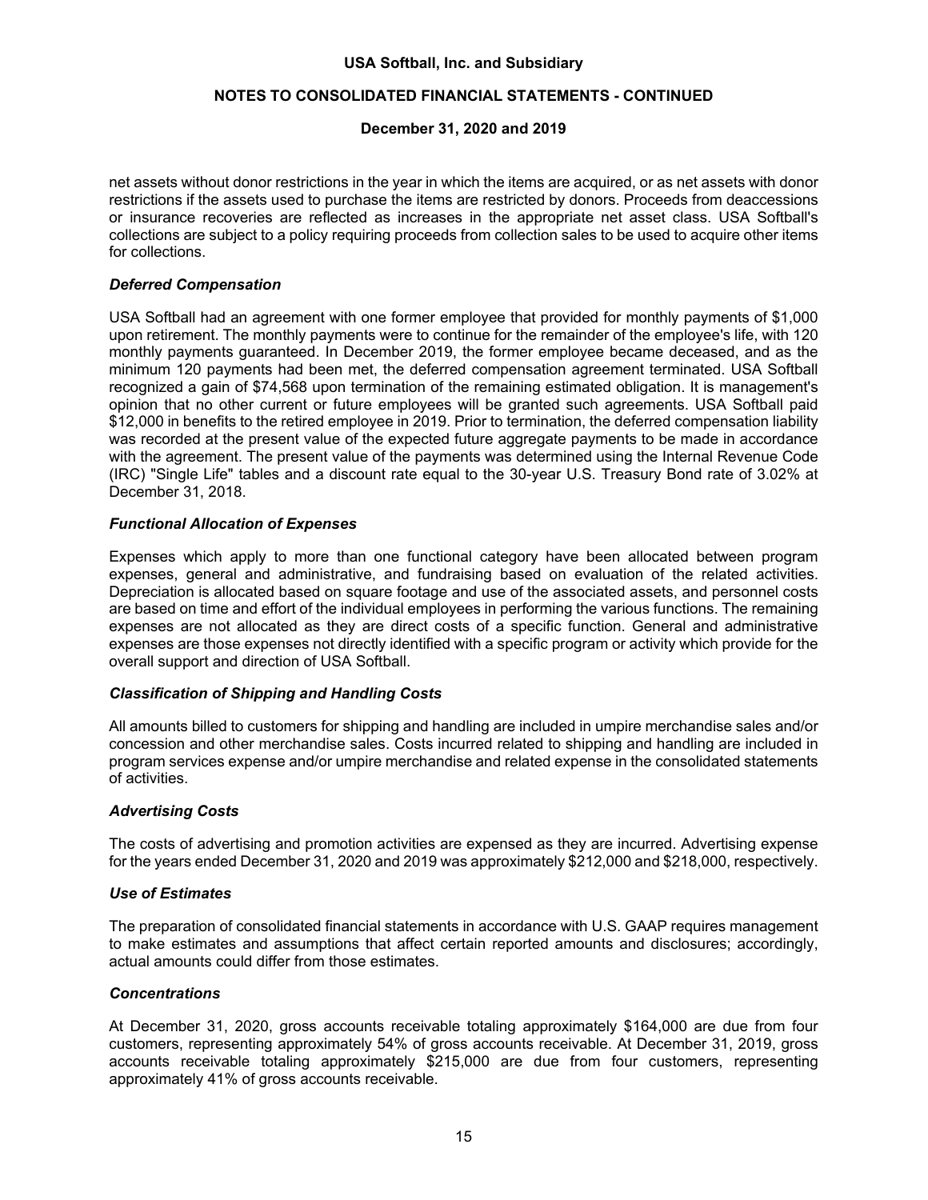net assets without donor restrictions in the year in which the items are acquired, or as net assets with donor restrictions if the assets used to purchase the items are restricted by donors. Proceeds from deaccessions or insurance recoveries are reflected as increases in the appropriate net asset class. USA Softball's collections are subject to a policy requiring proceeds from collection sales to be used to acquire other items for collections.

### *Deferred Compensation*

USA Softball had an agreement with one former employee that provided for monthly payments of $1,000 upon retirement. The monthly payments were to continue for the remainder of the employee's life, with 120 monthly payments guaranteed. In December 2019, the former employee became deceased, and as the minimum 120 payments had been met, the deferred compensation agreement terminated. USA Softball recognized a gain of $74,568 upon termination of the remaining estimated obligation. It is management's opinion that no other current or future employees will be granted such agreements. USA Softball paid $12,000 in benefits to the retired employee in 2019. Prior to termination, the deferred compensation liability was recorded at the present value of the expected future aggregate payments to be made in accordance with the agreement. The present value of the payments was determined using the Internal Revenue Code (IRC) "Single Life" tables and a discount rate equal to the 30-year U.S. Treasury Bond rate of 3.02% at December 31, 2018.

### *Functional Allocation of Expenses*

Expenses which apply to more than one functional category have been allocated between program expenses, general and administrative, and fundraising based on evaluation of the related activities. Depreciation is allocated based on square footage and use of the associated assets, and personnel costs are based on time and effort of the individual employees in performing the various functions. The remaining expenses are not allocated as they are direct costs of a specific function. General and administrative expenses are those expenses not directly identified with a specific program or activity which provide for the overall support and direction of USA Softball.

### *Classification of Shipping and Handling Costs*

All amounts billed to customers for shipping and handling are included in umpire merchandise sales and/or concession and other merchandise sales. Costs incurred related to shipping and handling are included in program services expense and/or umpire merchandise and related expense in the consolidated statements of activities.

### *Advertising Costs*

The costs of advertising and promotion activities are expensed as they are incurred. Advertising expense for the years ended December 31, 2020 and 2019 was approximately $212,000 and $218,000, respectively.

### *Use of Estimates*

The preparation of consolidated financial statements in accordance with U.S. GAAP requires management to make estimates and assumptions that affect certain reported amounts and disclosures; accordingly, actual amounts could differ from those estimates.

### *Concentrations*

At December 31, 2020, gross accounts receivable totaling approximately $164,000 are due from four customers, representing approximately 54% of gross accounts receivable. At December 31, 2019, gross accounts receivable totaling approximately $215,000 are due from four customers, representing approximately 41% of gross accounts receivable.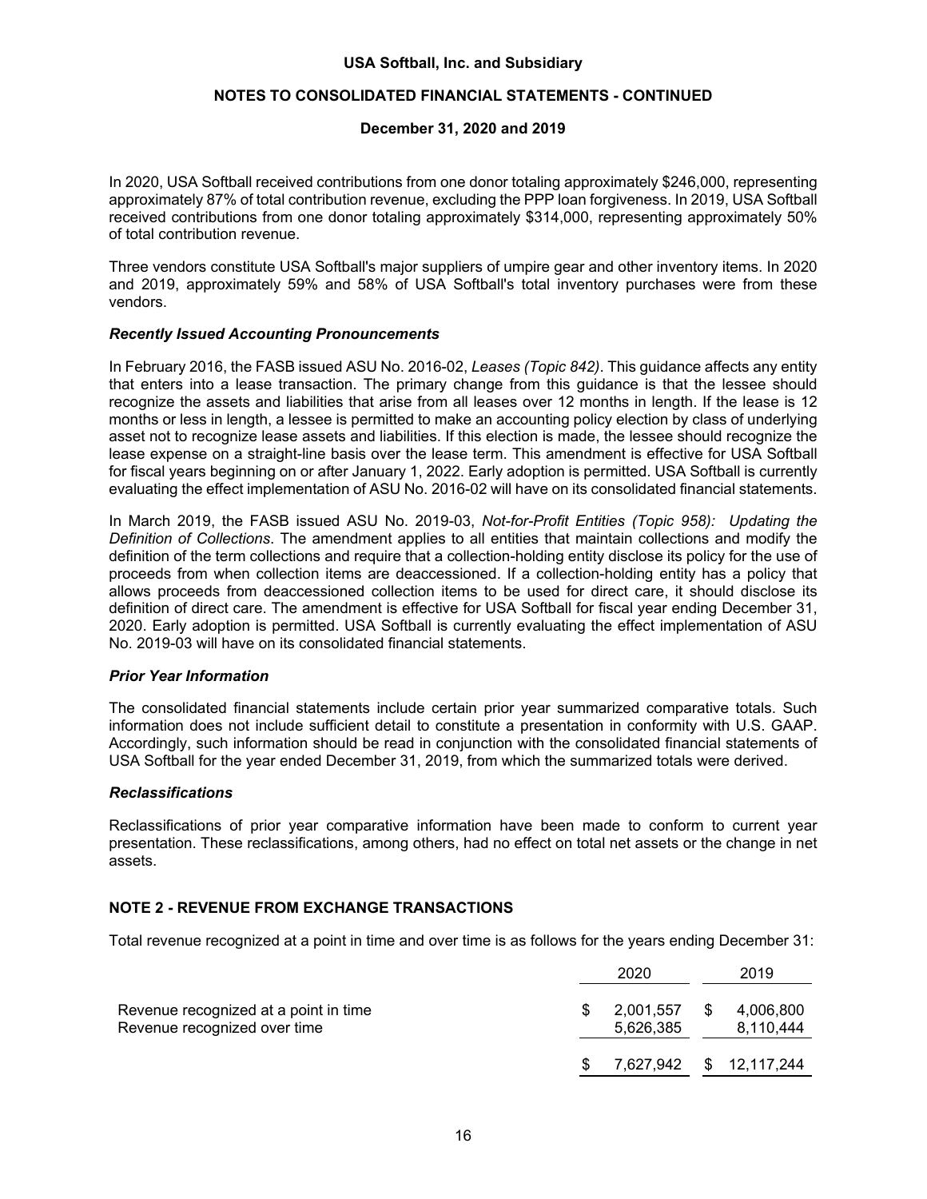In 2020, USA Softball received contributions from one donor totaling approximately $246,000, representing approximately 87% of total contribution revenue, excluding the PPP loan forgiveness. In 2019, USA Softball received contributions from one donor totaling approximately $314,000, representing approximately 50% of total contribution revenue.

Three vendors constitute USA Softball's major suppliers of umpire gear and other inventory items. In 2020 and 2019, approximately 59% and 58% of USA Softball's total inventory purchases were from these vendors.

### *Recently Issued Accounting Pronouncements*

In February 2016, the FASB issued ASU No. 2016-02, *Leases (Topic 842)*. This guidance affects any entity that enters into a lease transaction. The primary change from this guidance is that the lessee should recognize the assets and liabilities that arise from all leases over 12 months in length. If the lease is 12 months or less in length, a lessee is permitted to make an accounting policy election by class of underlying asset not to recognize lease assets and liabilities. If this election is made, the lessee should recognize the lease expense on a straight-line basis over the lease term. This amendment is effective for USA Softball for fiscal years beginning on or after January 1, 2022. Early adoption is permitted. USA Softball is currently evaluating the effect implementation of ASU No. 2016-02 will have on its consolidated financial statements.

In March 2019, the FASB issued ASU No. 2019-03, *Not-for-Profit Entities (Topic 958): Updating the Definition of Collections*. The amendment applies to all entities that maintain collections and modify the definition of the term collections and require that a collection-holding entity disclose its policy for the use of proceeds from when collection items are deaccessioned. If a collection-holding entity has a policy that allows proceeds from deaccessioned collection items to be used for direct care, it should disclose its definition of direct care. The amendment is effective for USA Softball for fiscal year ending December 31, 2020. Early adoption is permitted. USA Softball is currently evaluating the effect implementation of ASU No. 2019-03 will have on its consolidated financial statements.

### *Prior Year Information*

The consolidated financial statements include certain prior year summarized comparative totals. Such information does not include sufficient detail to constitute a presentation in conformity with U.S. GAAP. Accordingly, such information should be read in conjunction with the consolidated financial statements of USA Softball for the year ended December 31, 2019, from which the summarized totals were derived.

### *Reclassifications*

Reclassifications of prior year comparative information have been made to conform to current year presentation. These reclassifications, among others, had no effect on total net assets or the change in net assets.

## NOTE 2 - REVENUE FROM EXCHANGE TRANSACTIONS

Total revenue recognized at a point in time and over time is as follows for the years ending December 31:

| | 2020 | 2019 |
|---|---|---|
| Revenue recognized at a point in time | $ 2,001,557 | $ 4,006,800 |
| Revenue recognized over time | 5,626,385 | 8,110,444 |
| | $ 7,627,942 | $ 12,117,244 |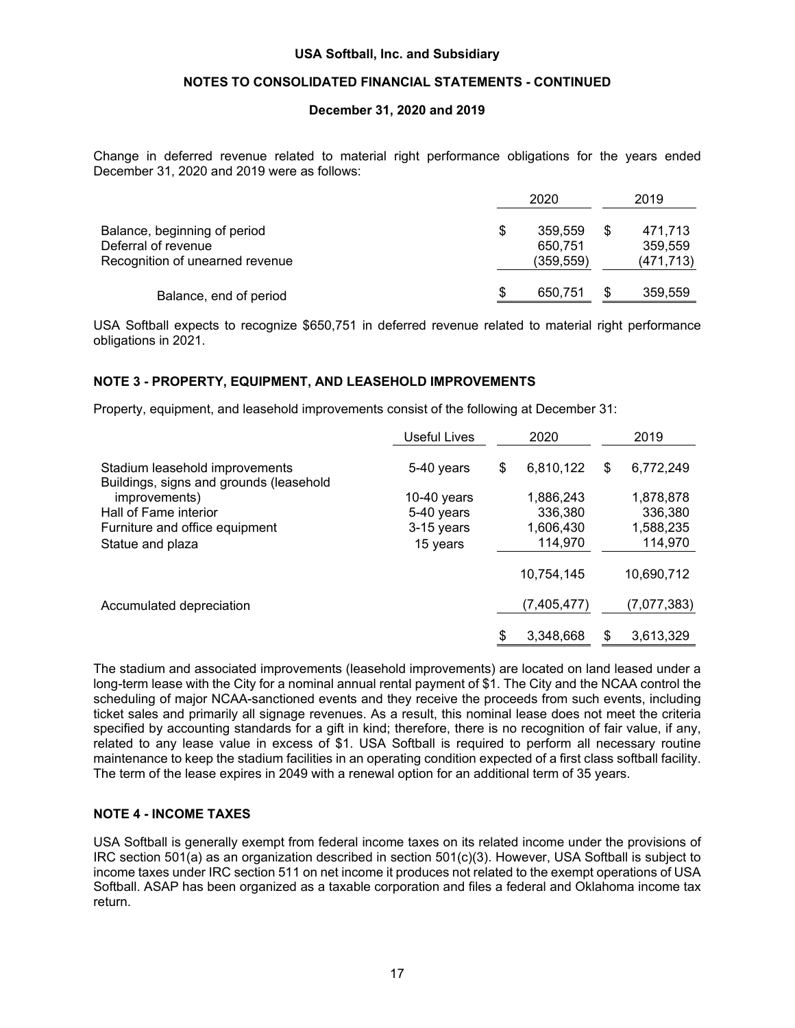Change in deferred revenue related to material right performance obligations for the years ended December 31, 2020 and 2019 were as follows:

| | 2020 | 2019 |
|---|---|---|
| Balance, beginning of period | $ 359,559 | $ 471,713 |
| Deferral of revenue | 650,751 | 359,559 |
| Recognition of unearned revenue | (359,559) | (471,713) |
| Balance, end of period | $ 650,751 | $ 359,559 |

USA Softball expects to recognize $650,751 in deferred revenue related to material right performance obligations in 2021.

## NOTE 3 - PROPERTY, EQUIPMENT, AND LEASEHOLD IMPROVEMENTS

Property, equipment, and leasehold improvements consist of the following at December 31:

| | Useful Lives | 2020 | 2019 |
|---|---|---|---|
| Stadium leasehold improvements | 5-40 years | $ 6,810,122 | $ 6,772,249 |
| Buildings, signs and grounds (leasehold improvements) | 10-40 years | 1,886,243 | 1,878,878 |
| Hall of Fame interior | 5-40 years | 336,380 | 336,380 |
| Furniture and office equipment | 3-15 years | 1,606,430 | 1,588,235 |
| Statue and plaza | 15 years | 114,970 | 114,970 |
| | | 10,754,145 | 10,690,712 |
| Accumulated depreciation | | (7,405,477) | (7,077,383) |
| | | $ 3,348,668 | $ 3,613,329 |

The stadium and associated improvements (leasehold improvements) are located on land leased under a long-term lease with the City for a nominal annual rental payment of $1. The City and the NCAA control the scheduling of major NCAA-sanctioned events and they receive the proceeds from such events, including ticket sales and primarily all signage revenues. As a result, this nominal lease does not meet the criteria specified by accounting standards for a gift in kind; therefore, there is no recognition of fair value, if any, related to any lease value in excess of $1. USA Softball is required to perform all necessary routine maintenance to keep the stadium facilities in an operating condition expected of a first class softball facility. The term of the lease expires in 2049 with a renewal option for an additional term of 35 years.

## NOTE 4 - INCOME TAXES

USA Softball is generally exempt from federal income taxes on its related income under the provisions of IRC section 501(a) as an organization described in section 501(c)(3). However, USA Softball is subject to income taxes under IRC section 511 on net income it produces not related to the exempt operations of USA Softball. ASAP has been organized as a taxable corporation and files a federal and Oklahoma income tax return.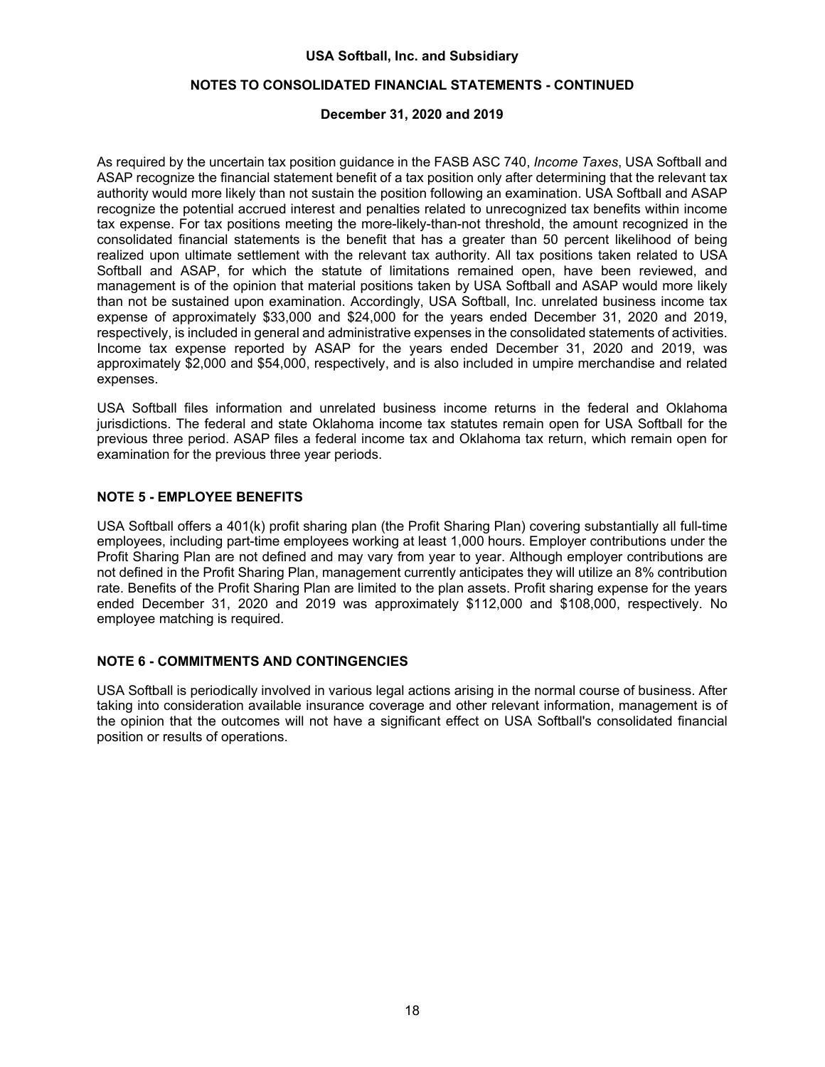As required by the uncertain tax position guidance in the FASB ASC 740, *Income Taxes*, USA Softball and ASAP recognize the financial statement benefit of a tax position only after determining that the relevant tax authority would more likely than not sustain the position following an examination. USA Softball and ASAP recognize the potential accrued interest and penalties related to unrecognized tax benefits within income tax expense. For tax positions meeting the more-likely-than-not threshold, the amount recognized in the consolidated financial statements is the benefit that has a greater than 50 percent likelihood of being realized upon ultimate settlement with the relevant tax authority. All tax positions taken related to USA Softball and ASAP, for which the statute of limitations remained open, have been reviewed, and management is of the opinion that material positions taken by USA Softball and ASAP would more likely than not be sustained upon examination. Accordingly, USA Softball, Inc. unrelated business income tax expense of approximately $33,000 and $24,000 for the years ended December 31, 2020 and 2019, respectively, is included in general and administrative expenses in the consolidated statements of activities. Income tax expense reported by ASAP for the years ended December 31, 2020 and 2019, was approximately $2,000 and $54,000, respectively, and is also included in umpire merchandise and related expenses.

USA Softball files information and unrelated business income returns in the federal and Oklahoma jurisdictions. The federal and state Oklahoma income tax statutes remain open for USA Softball for the previous three period. ASAP files a federal income tax and Oklahoma tax return, which remain open for examination for the previous three year periods.

## NOTE 5 - EMPLOYEE BENEFITS

USA Softball offers a 401(k) profit sharing plan (the Profit Sharing Plan) covering substantially all full-time employees, including part-time employees working at least 1,000 hours. Employer contributions under the Profit Sharing Plan are not defined and may vary from year to year. Although employer contributions are not defined in the Profit Sharing Plan, management currently anticipates they will utilize an 8% contribution rate. Benefits of the Profit Sharing Plan are limited to the plan assets. Profit sharing expense for the years ended December 31, 2020 and 2019 was approximately $112,000 and $108,000, respectively. No employee matching is required.

## NOTE 6 - COMMITMENTS AND CONTINGENCIES

USA Softball is periodically involved in various legal actions arising in the normal course of business. After taking into consideration available insurance coverage and other relevant information, management is of the opinion that the outcomes will not have a significant effect on USA Softball's consolidated financial position or results of operations.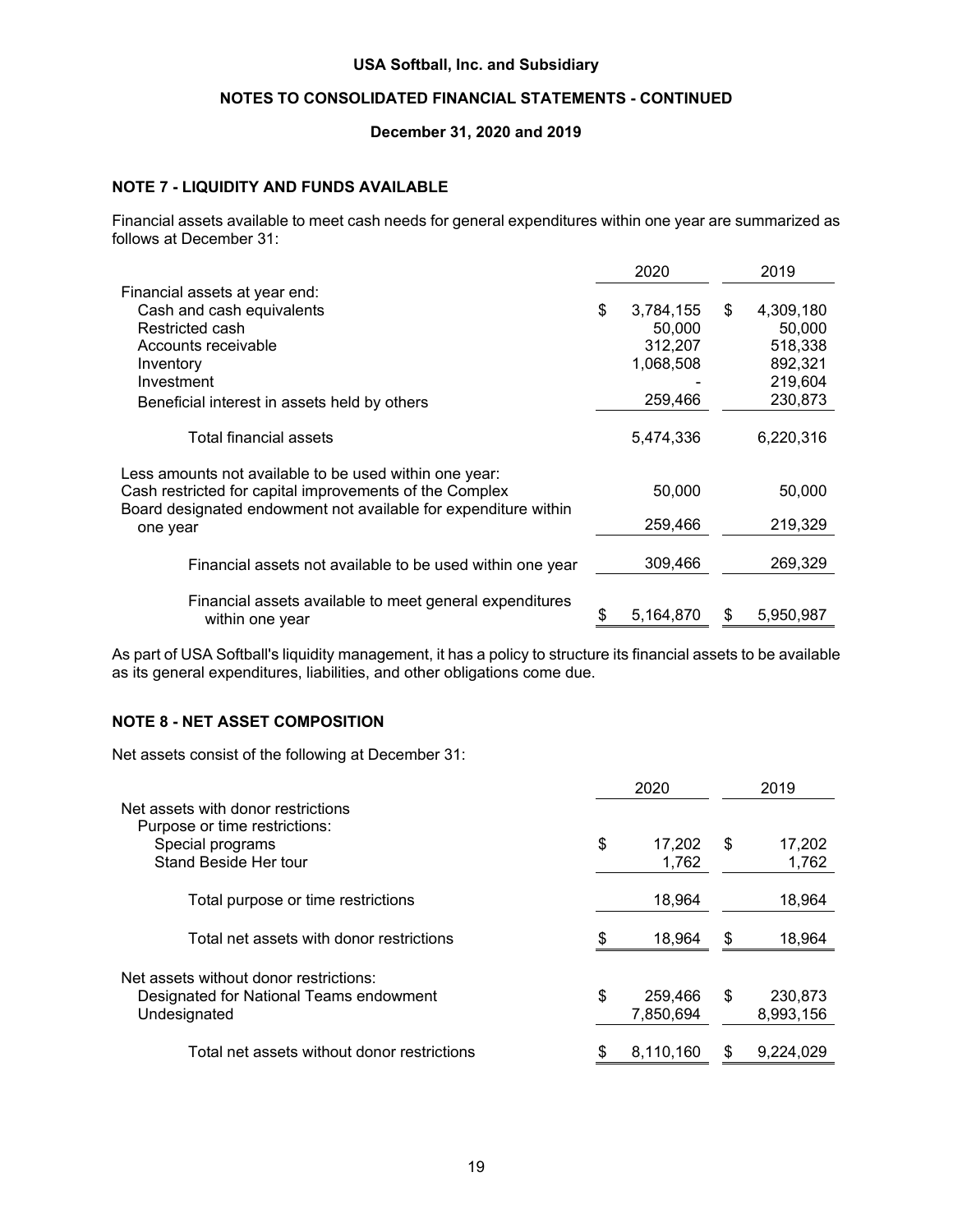## NOTE 7 - LIQUIDITY AND FUNDS AVAILABLE

Financial assets available to meet cash needs for general expenditures within one year are summarized as follows at December 31:

| | 2020 | 2019 |
|---|---|---|
| Financial assets at year end: | | |
| Cash and cash equivalents | $ 3,784,155 | $ 4,309,180 |
| Restricted cash | 50,000 | 50,000 |
| Accounts receivable | 312,207 | 518,338 |
| Inventory | 1,068,508 | 892,321 |
| Investment | - | 219,604 |
| Beneficial interest in assets held by others | 259,466 | 230,873 |
| Total financial assets | 5,474,336 | 6,220,316 |
| Less amounts not available to be used within one year: | | |
| Cash restricted for capital improvements of the Complex | 50,000 | 50,000 |
| Board designated endowment not available for expenditure within one year | 259,466 | 219,329 |
| Financial assets not available to be used within one year | 309,466 | 269,329 |
| Financial assets available to meet general expenditures within one year | $ 5,164,870 | $ 5,950,987 |

As part of USA Softball's liquidity management, it has a policy to structure its financial assets to be available as its general expenditures, liabilities, and other obligations come due.

## NOTE 8 - NET ASSET COMPOSITION

Net assets consist of the following at December 31:

| | 2020 | 2019 |
|---|---|---|
| Net assets with donor restrictions | | |
| Purpose or time restrictions: | | |
| Special programs | $ 17,202 | $ 17,202 |
| Stand Beside Her tour | 1,762 | 1,762 |
| Total purpose or time restrictions | 18,964 | 18,964 |
| Total net assets with donor restrictions | $ 18,964 | $ 18,964 |
| Net assets without donor restrictions: | | |
| Designated for National Teams endowment | $ 259,466 | $ 230,873 |
| Undesignated | 7,850,694 | 8,993,156 |
| Total net assets without donor restrictions | $ 8,110,160 | $ 9,224,029 |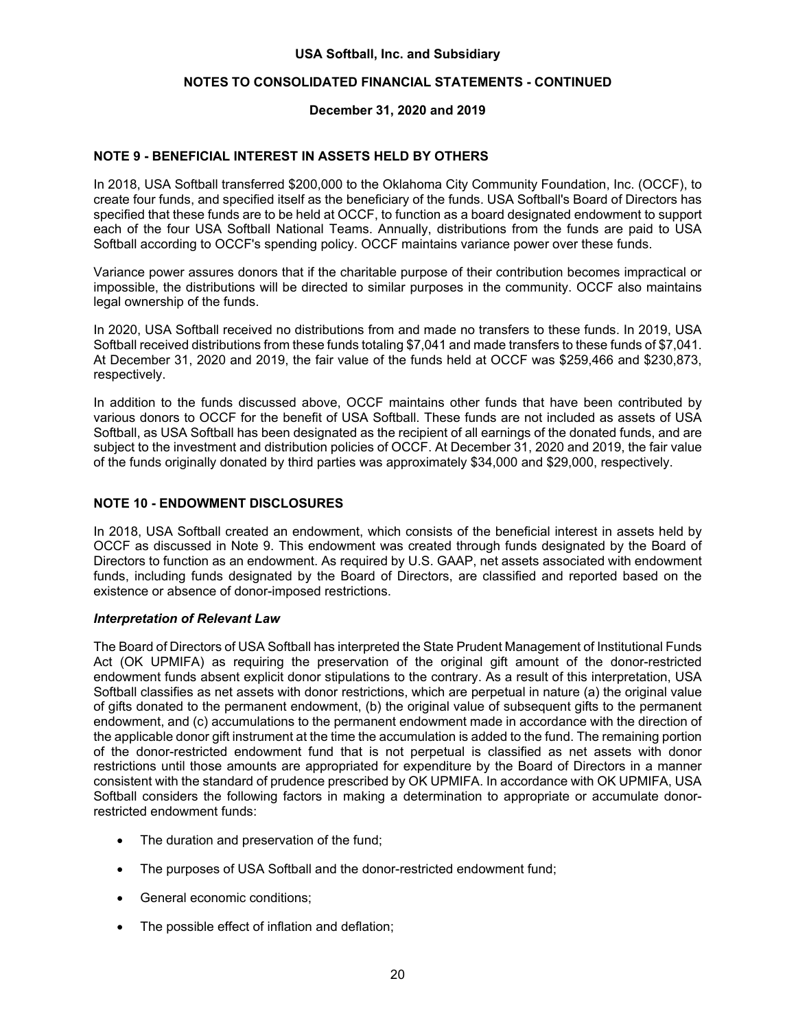## NOTE 9 - BENEFICIAL INTEREST IN ASSETS HELD BY OTHERS

In 2018, USA Softball transferred $200,000 to the Oklahoma City Community Foundation, Inc. (OCCF), to create four funds, and specified itself as the beneficiary of the funds. USA Softball's Board of Directors has specified that these funds are to be held at OCCF, to function as a board designated endowment to support each of the four USA Softball National Teams. Annually, distributions from the funds are paid to USA Softball according to OCCF's spending policy. OCCF maintains variance power over these funds.

Variance power assures donors that if the charitable purpose of their contribution becomes impractical or impossible, the distributions will be directed to similar purposes in the community. OCCF also maintains legal ownership of the funds.

In 2020, USA Softball received no distributions from and made no transfers to these funds. In 2019, USA Softball received distributions from these funds totaling $7,041 and made transfers to these funds of $7,041. At December 31, 2020 and 2019, the fair value of the funds held at OCCF was $259,466 and $230,873, respectively.

In addition to the funds discussed above, OCCF maintains other funds that have been contributed by various donors to OCCF for the benefit of USA Softball. These funds are not included as assets of USA Softball, as USA Softball has been designated as the recipient of all earnings of the donated funds, and are subject to the investment and distribution policies of OCCF. At December 31, 2020 and 2019, the fair value of the funds originally donated by third parties was approximately $34,000 and $29,000, respectively.

## NOTE 10 - ENDOWMENT DISCLOSURES

In 2018, USA Softball created an endowment, which consists of the beneficial interest in assets held by OCCF as discussed in Note 9. This endowment was created through funds designated by the Board of Directors to function as an endowment. As required by U.S. GAAP, net assets associated with endowment funds, including funds designated by the Board of Directors, are classified and reported based on the existence or absence of donor-imposed restrictions.

### *Interpretation of Relevant Law*

The Board of Directors of USA Softball has interpreted the State Prudent Management of Institutional Funds Act (OK UPMIFA) as requiring the preservation of the original gift amount of the donor-restricted endowment funds absent explicit donor stipulations to the contrary. As a result of this interpretation, USA Softball classifies as net assets with donor restrictions, which are perpetual in nature (a) the original value of gifts donated to the permanent endowment, (b) the original value of subsequent gifts to the permanent endowment, and (c) accumulations to the permanent endowment made in accordance with the direction of the applicable donor gift instrument at the time the accumulation is added to the fund. The remaining portion of the donor-restricted endowment fund that is not perpetual is classified as net assets with donor restrictions until those amounts are appropriated for expenditure by the Board of Directors in a manner consistent with the standard of prudence prescribed by OK UPMIFA. In accordance with OK UPMIFA, USA Softball considers the following factors in making a determination to appropriate or accumulate donor-restricted endowment funds:

- The duration and preservation of the fund;
- The purposes of USA Softball and the donor-restricted endowment fund;
- General economic conditions;
- The possible effect of inflation and deflation;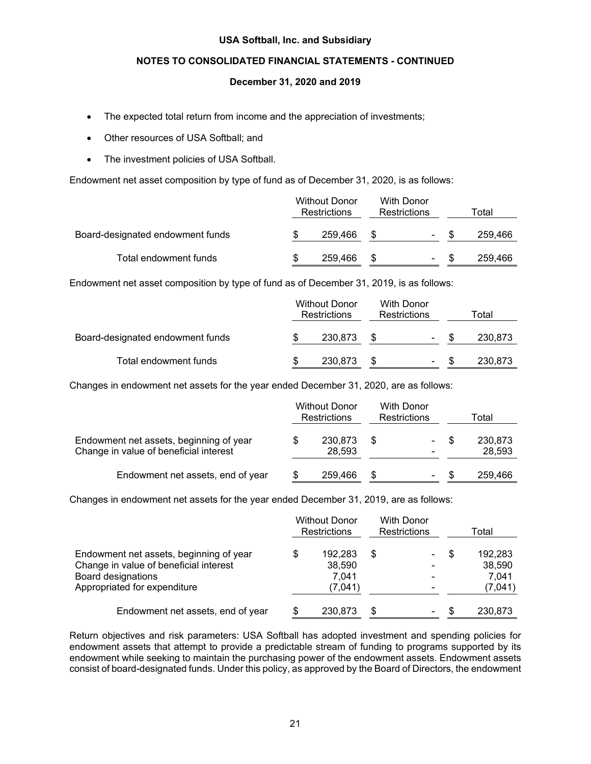- The expected total return from income and the appreciation of investments;
- Other resources of USA Softball; and
- The investment policies of USA Softball.

Endowment net asset composition by type of fund as of December 31, 2020, is as follows:

| | Without Donor Restrictions | With Donor Restrictions | Total |
|---|---|---|---|
| Board-designated endowment funds | $ 259,466 | $ - | $ 259,466 |
| Total endowment funds | $ 259,466 | $ - | $ 259,466 |

Endowment net asset composition by type of fund as of December 31, 2019, is as follows:

| | Without Donor Restrictions | With Donor Restrictions | Total |
|---|---|---|---|
| Board-designated endowment funds | $ 230,873 | $ - | $ 230,873 |
| Total endowment funds | $ 230,873 | $ - | $ 230,873 |

Changes in endowment net assets for the year ended December 31, 2020, are as follows:

| | Without Donor Restrictions | With Donor Restrictions | Total |
|---|---|---|---|
| Endowment net assets, beginning of year | $ 230,873 | $ - | $ 230,873 |
| Change in value of beneficial interest | 28,593 | - | 28,593 |
| Endowment net assets, end of year | $ 259,466 | $ - | $ 259,466 |

Changes in endowment net assets for the year ended December 31, 2019, are as follows:

| | Without Donor Restrictions | With Donor Restrictions | Total |
|---|---|---|---|
| Endowment net assets, beginning of year | $ 192,283 | $ - | $ 192,283 |
| Change in value of beneficial interest | 38,590 | - | 38,590 |
| Board designations | 7,041 | - | 7,041 |
| Appropriated for expenditure | (7,041) | - | (7,041) |
| Endowment net assets, end of year | $ 230,873 | $ - | $ 230,873 |

Return objectives and risk parameters: USA Softball has adopted investment and spending policies for endowment assets that attempt to provide a predictable stream of funding to programs supported by its endowment while seeking to maintain the purchasing power of the endowment assets. Endowment assets consist of board-designated funds. Under this policy, as approved by the Board of Directors, the endowment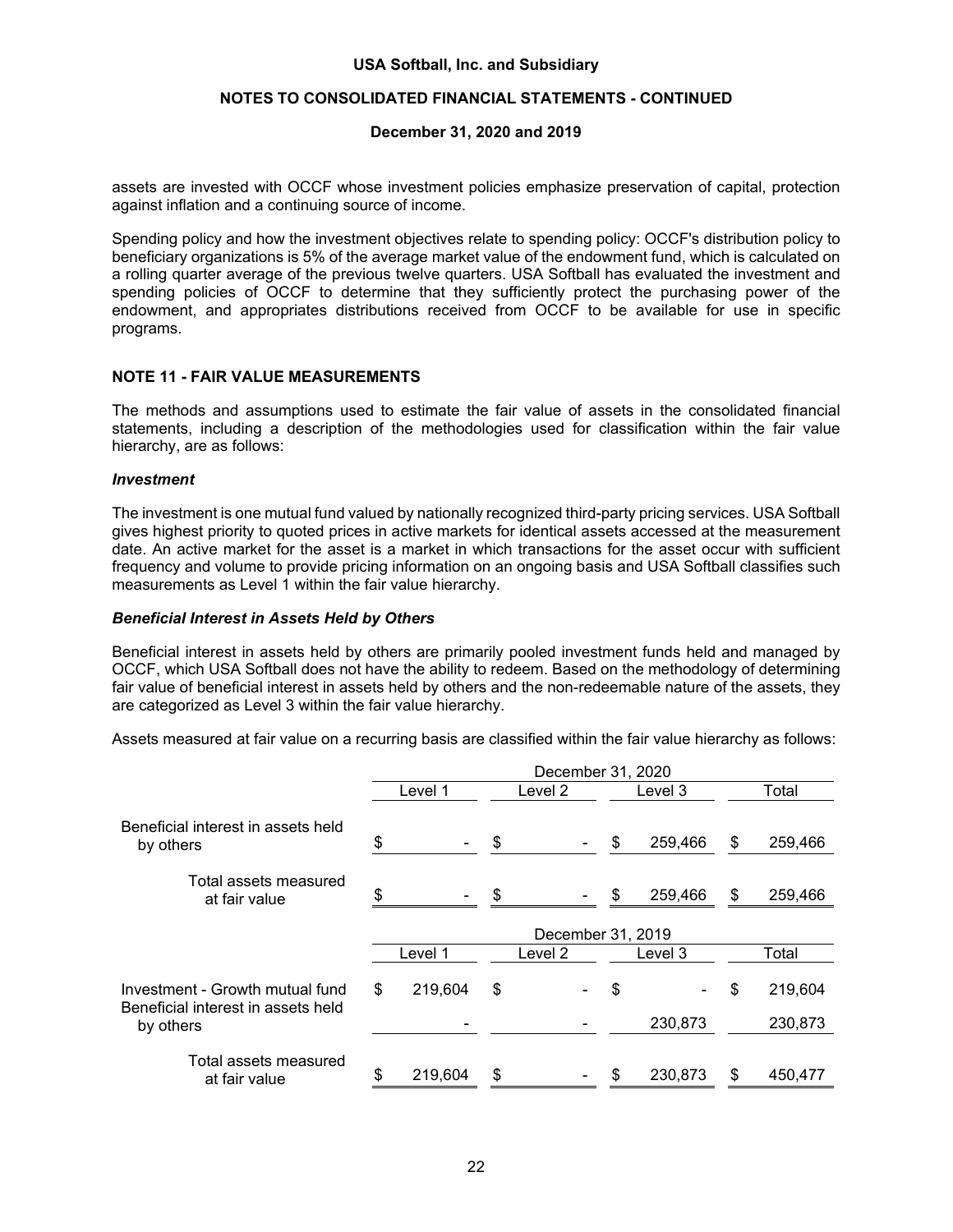assets are invested with OCCF whose investment policies emphasize preservation of capital, protection against inflation and a continuing source of income.

Spending policy and how the investment objectives relate to spending policy: OCCF's distribution policy to beneficiary organizations is 5% of the average market value of the endowment fund, which is calculated on a rolling quarter average of the previous twelve quarters. USA Softball has evaluated the investment and spending policies of OCCF to determine that they sufficiently protect the purchasing power of the endowment, and appropriates distributions received from OCCF to be available for use in specific programs.

## NOTE 11 - FAIR VALUE MEASUREMENTS

The methods and assumptions used to estimate the fair value of assets in the consolidated financial statements, including a description of the methodologies used for classification within the fair value hierarchy, are as follows:

***Investment***

The investment is one mutual fund valued by nationally recognized third-party pricing services. USA Softball gives highest priority to quoted prices in active markets for identical assets accessed at the measurement date. An active market for the asset is a market in which transactions for the asset occur with sufficient frequency and volume to provide pricing information on an ongoing basis and USA Softball classifies such measurements as Level 1 within the fair value hierarchy.

***Beneficial Interest in Assets Held by Others***

Beneficial interest in assets held by others are primarily pooled investment funds held and managed by OCCF, which USA Softball does not have the ability to redeem. Based on the methodology of determining fair value of beneficial interest in assets held by others and the non-redeemable nature of the assets, they are categorized as Level 3 within the fair value hierarchy.

Assets measured at fair value on a recurring basis are classified within the fair value hierarchy as follows:

| | December 31, 2020 | | | |
|---|---|---|---|---|
| | Level 1 | Level 2 | Level 3 | Total |
| Beneficial interest in assets held by others | $ - | $ - | $ 259,466 | $ 259,466 |
| Total assets measured at fair value | $ - | $ - | $ 259,466 | $ 259,466 |

| | December 31, 2019 | | | |
|---|---|---|---|---|
| | Level 1 | Level 2 | Level 3 | Total |
| Investment - Growth mutual fund | $ 219,604 | $ - | $ - | $ 219,604 |
| Beneficial interest in assets held by others | - | - | 230,873 | 230,873 |
| Total assets measured at fair value | $ 219,604 | $ - | $ 230,873 | $ 450,477 |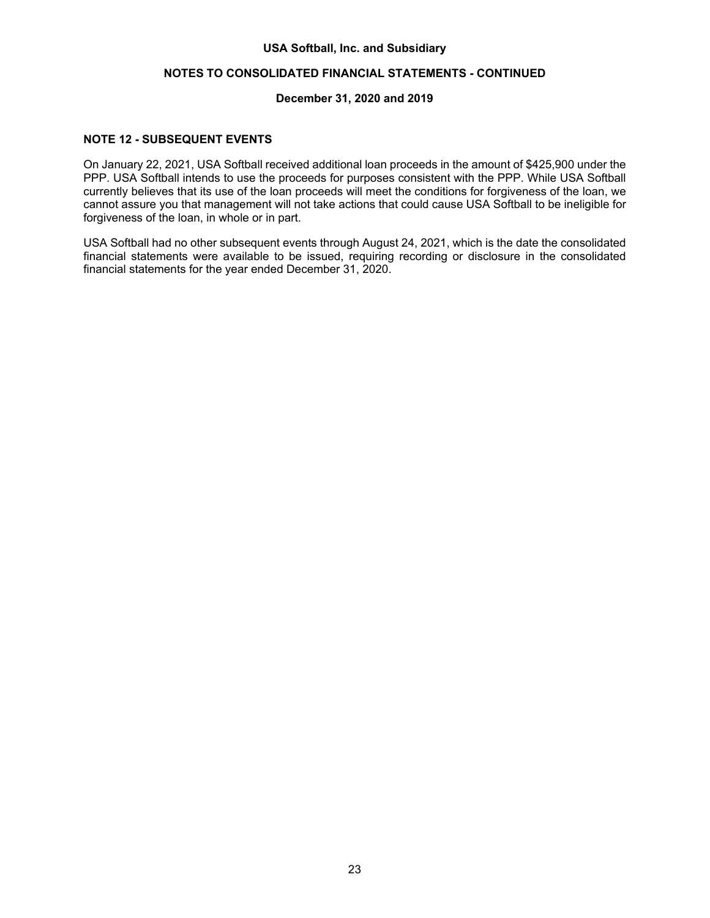## NOTE 12 - SUBSEQUENT EVENTS

On January 22, 2021, USA Softball received additional loan proceeds in the amount of $425,900 under the PPP. USA Softball intends to use the proceeds for purposes consistent with the PPP. While USA Softball currently believes that its use of the loan proceeds will meet the conditions for forgiveness of the loan, we cannot assure you that management will not take actions that could cause USA Softball to be ineligible for forgiveness of the loan, in whole or in part.

USA Softball had no other subsequent events through August 24, 2021, which is the date the consolidated financial statements were available to be issued, requiring recording or disclosure in the consolidated financial statements for the year ended December 31, 2020.